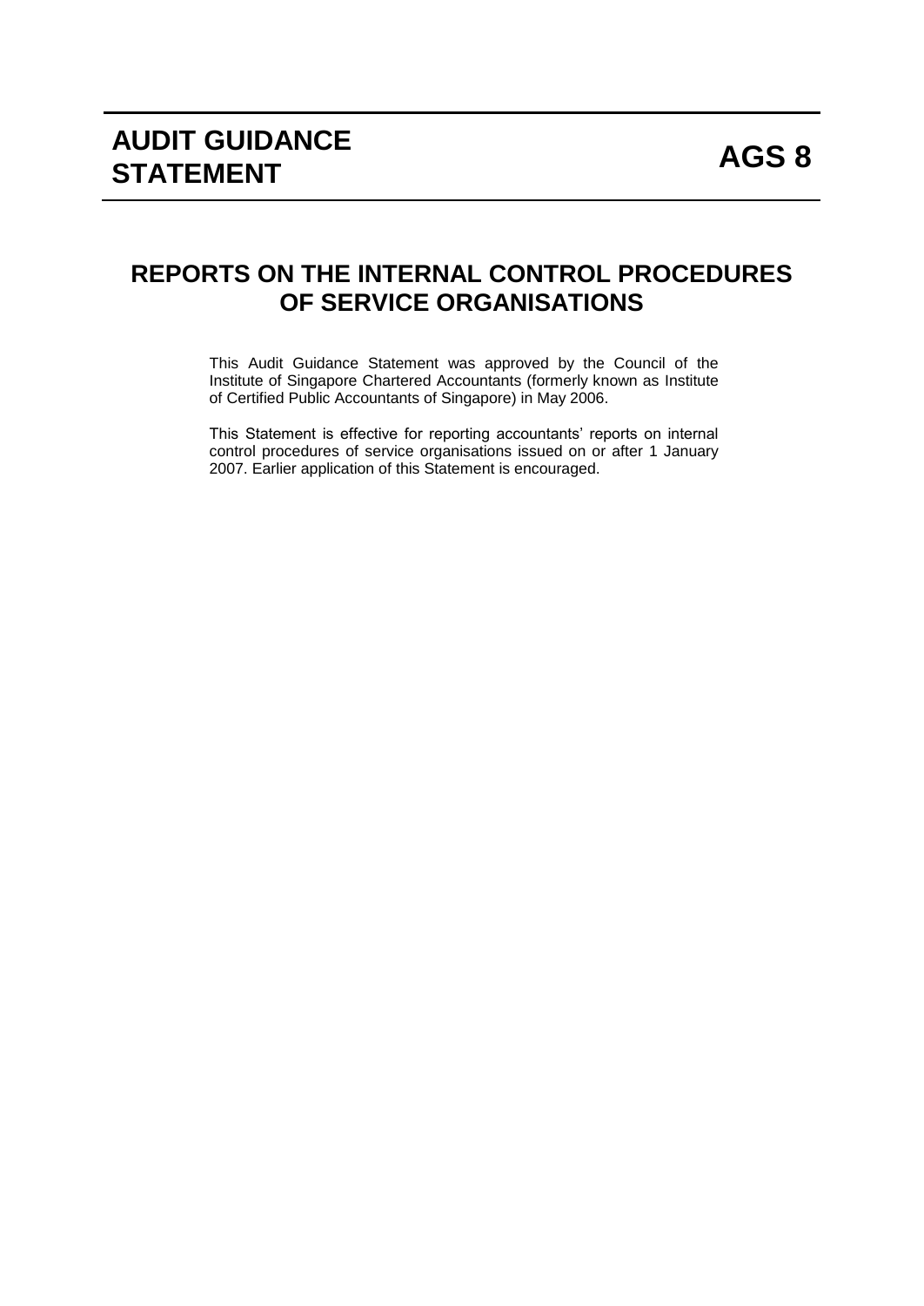# AUDIT GUIDANCE STATEMENT

# AGS 8

## REPORTS ON THE INTERNAL CONTROL PROCEDURES OF SERVICE ORGANISATIONS

This Audit Guidance Statement was approved by the Council of the Institute of Singapore Chartered Accountants (formerly known as Institute of Certified Public Accountants of Singapore) in May 2006.

This Statement is effective for reporting accountants' reports on internal control procedures of service organisations issued on or after 1 January 2007. Earlier application of this Statement is encouraged.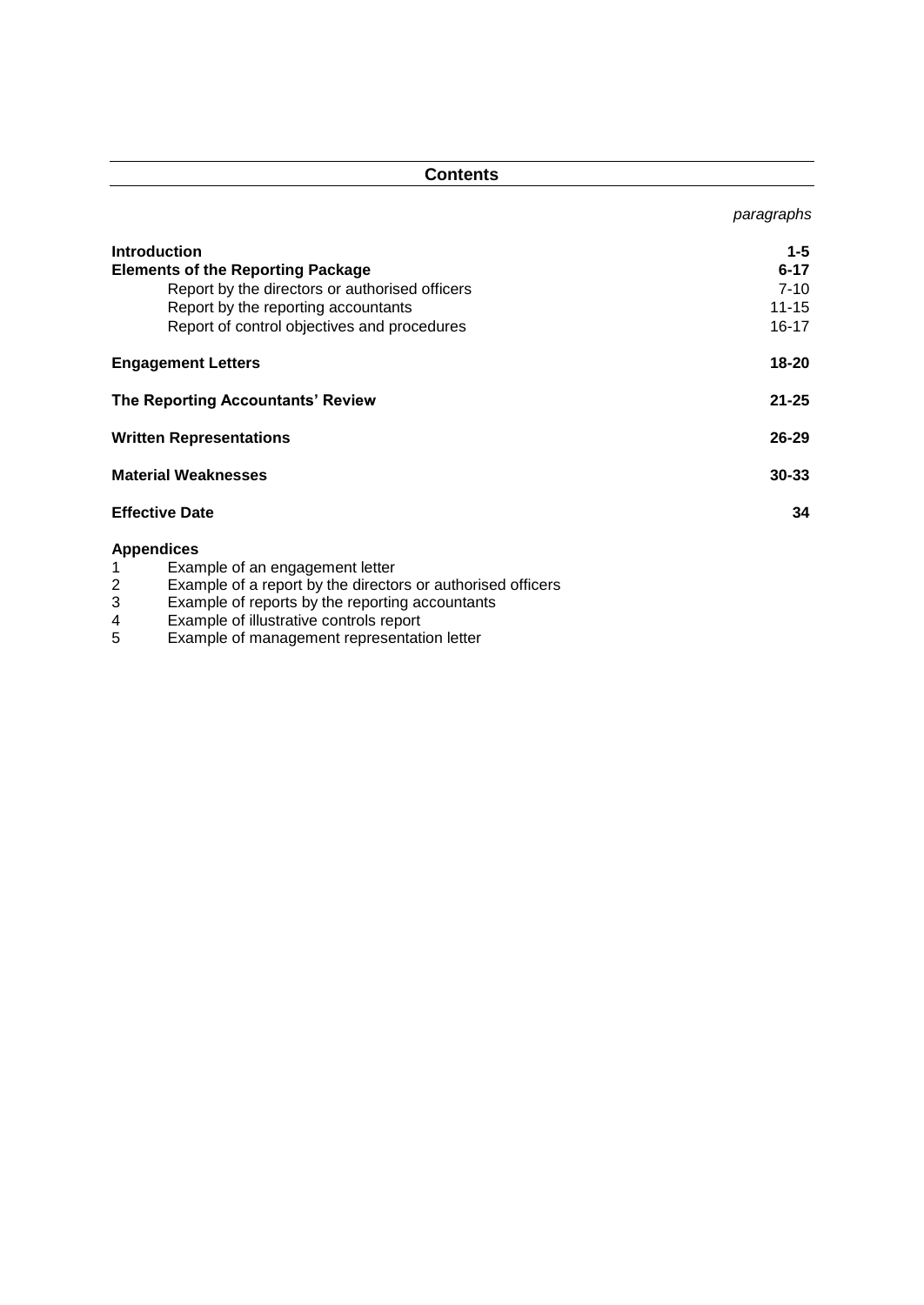## Contents

| | *paragraphs* |
|---|---|
| **Introduction** | **1-5** |
| **Elements of the Reporting Package** | **6-17** |
| Report by the directors or authorised officers | 7-10 |
| Report by the reporting accountants | 11-15 |
| Report of control objectives and procedures | 16-17 |
| **Engagement Letters** | **18-20** |
| **The Reporting Accountants' Review** | **21-25** |
| **Written Representations** | **26-29** |
| **Material Weaknesses** | **30-33** |
| **Effective Date** | **34** |

**Appendices**

1. Example of an engagement letter
2. Example of a report by the directors or authorised officers
3. Example of reports by the reporting accountants
4. Example of illustrative controls report
5. Example of management representation letter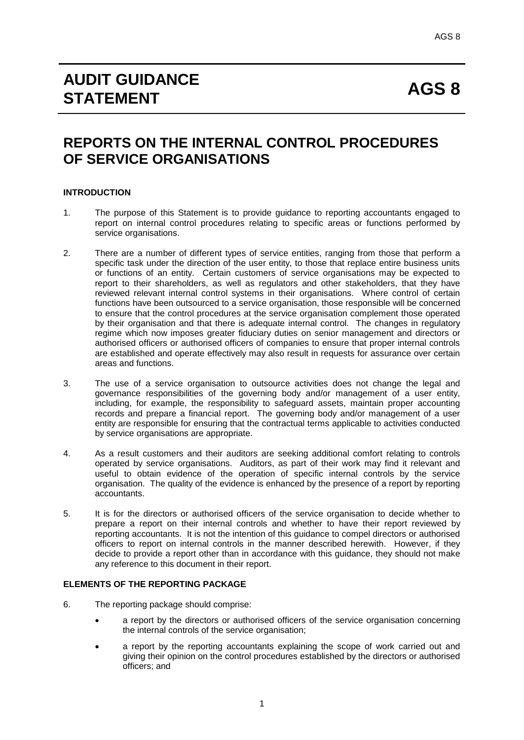# AUDIT GUIDANCE STATEMENT — AGS 8

## REPORTS ON THE INTERNAL CONTROL PROCEDURES OF SERVICE ORGANISATIONS

### INTRODUCTION

1. The purpose of this Statement is to provide guidance to reporting accountants engaged to report on internal control procedures relating to specific areas or functions performed by service organisations.

2. There are a number of different types of service entities, ranging from those that perform a specific task under the direction of the user entity, to those that replace entire business units or functions of an entity. Certain customers of service organisations may be expected to report to their shareholders, as well as regulators and other stakeholders, that they have reviewed relevant internal control systems in their organisations. Where control of certain functions have been outsourced to a service organisation, those responsible will be concerned to ensure that the control procedures at the service organisation complement those operated by their organisation and that there is adequate internal control. The changes in regulatory regime which now imposes greater fiduciary duties on senior management and directors or authorised officers or authorised officers of companies to ensure that proper internal controls are established and operate effectively may also result in requests for assurance over certain areas and functions.

3. The use of a service organisation to outsource activities does not change the legal and governance responsibilities of the governing body and/or management of a user entity, including, for example, the responsibility to safeguard assets, maintain proper accounting records and prepare a financial report. The governing body and/or management of a user entity are responsible for ensuring that the contractual terms applicable to activities conducted by service organisations are appropriate.

4. As a result customers and their auditors are seeking additional comfort relating to controls operated by service organisations. Auditors, as part of their work may find it relevant and useful to obtain evidence of the operation of specific internal controls by the service organisation. The quality of the evidence is enhanced by the presence of a report by reporting accountants.

5. It is for the directors or authorised officers of the service organisation to decide whether to prepare a report on their internal controls and whether to have their report reviewed by reporting accountants. It is not the intention of this guidance to compel directors or authorised officers to report on internal controls in the manner described herewith. However, if they decide to provide a report other than in accordance with this guidance, they should not make any reference to this document in their report.

### ELEMENTS OF THE REPORTING PACKAGE

6. The reporting package should comprise:

   - a report by the directors or authorised officers of the service organisation concerning the internal controls of the service organisation;
   - a report by the reporting accountants explaining the scope of work carried out and giving their opinion on the control procedures established by the directors or authorised officers; and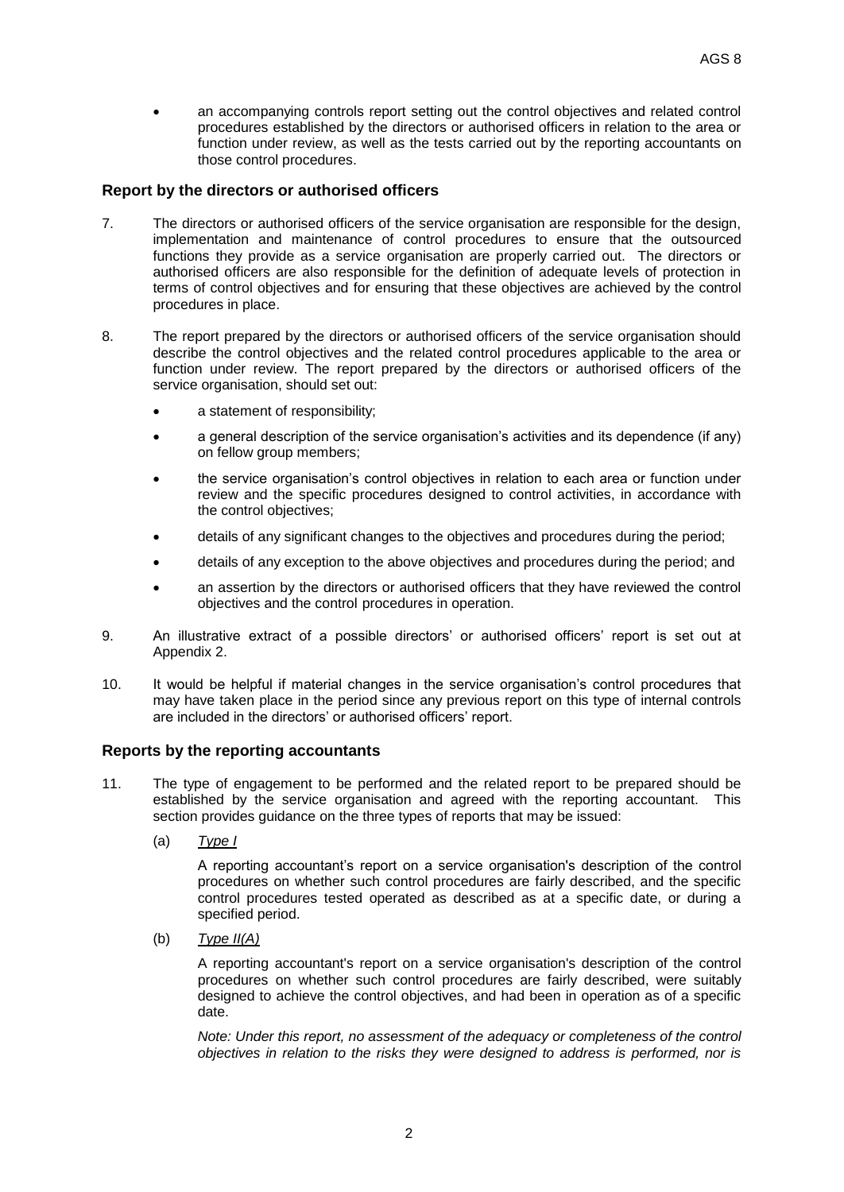- an accompanying controls report setting out the control objectives and related control procedures established by the directors or authorised officers in relation to the area or function under review, as well as the tests carried out by the reporting accountants on those control procedures.

### Report by the directors or authorised officers

7. The directors or authorised officers of the service organisation are responsible for the design, implementation and maintenance of control procedures to ensure that the outsourced functions they provide as a service organisation are properly carried out. The directors or authorised officers are also responsible for the definition of adequate levels of protection in terms of control objectives and for ensuring that these objectives are achieved by the control procedures in place.

8. The report prepared by the directors or authorised officers of the service organisation should describe the control objectives and the related control procedures applicable to the area or function under review. The report prepared by the directors or authorised officers of the service organisation, should set out:

   - a statement of responsibility;
   - a general description of the service organisation's activities and its dependence (if any) on fellow group members;
   - the service organisation's control objectives in relation to each area or function under review and the specific procedures designed to control activities, in accordance with the control objectives;
   - details of any significant changes to the objectives and procedures during the period;
   - details of any exception to the above objectives and procedures during the period; and
   - an assertion by the directors or authorised officers that they have reviewed the control objectives and the control procedures in operation.

9. An illustrative extract of a possible directors' or authorised officers' report is set out at Appendix 2.

10. It would be helpful if material changes in the service organisation's control procedures that may have taken place in the period since any previous report on this type of internal controls are included in the directors' or authorised officers' report.

### Reports by the reporting accountants

11. The type of engagement to be performed and the related report to be prepared should be established by the service organisation and agreed with the reporting accountant. This section provides guidance on the three types of reports that may be issued:

    (a) *Type I*

    A reporting accountant's report on a service organisation's description of the control procedures on whether such control procedures are fairly described, and the specific control procedures tested operated as described as at a specific date, or during a specified period.

    (b) *Type II(A)*

    A reporting accountant's report on a service organisation's description of the control procedures on whether such control procedures are fairly described, were suitably designed to achieve the control objectives, and had been in operation as of a specific date.

    *Note: Under this report, no assessment of the adequacy or completeness of the control objectives in relation to the risks they were designed to address is performed, nor is*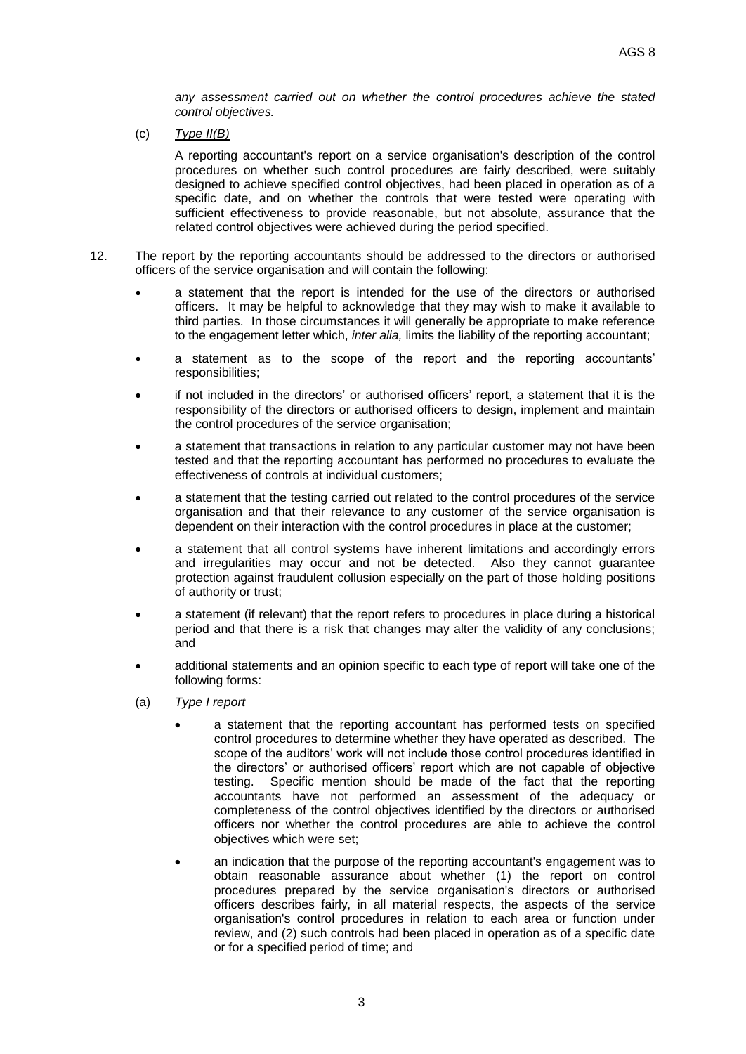*any assessment carried out on whether the control procedures achieve the stated control objectives.*

(c) *Type II(B)*

A reporting accountant's report on a service organisation's description of the control procedures on whether such control procedures are fairly described, were suitably designed to achieve specified control objectives, had been placed in operation as of a specific date, and on whether the controls that were tested were operating with sufficient effectiveness to provide reasonable, but not absolute, assurance that the related control objectives were achieved during the period specified.

12. The report by the reporting accountants should be addressed to the directors or authorised officers of the service organisation and will contain the following:

- a statement that the report is intended for the use of the directors or authorised officers. It may be helpful to acknowledge that they may wish to make it available to third parties. In those circumstances it will generally be appropriate to make reference to the engagement letter which, *inter alia,* limits the liability of the reporting accountant;
- a statement as to the scope of the report and the reporting accountants' responsibilities;
- if not included in the directors' or authorised officers' report, a statement that it is the responsibility of the directors or authorised officers to design, implement and maintain the control procedures of the service organisation;
- a statement that transactions in relation to any particular customer may not have been tested and that the reporting accountant has performed no procedures to evaluate the effectiveness of controls at individual customers;
- a statement that the testing carried out related to the control procedures of the service organisation and that their relevance to any customer of the service organisation is dependent on their interaction with the control procedures in place at the customer;
- a statement that all control systems have inherent limitations and accordingly errors and irregularities may occur and not be detected. Also they cannot guarantee protection against fraudulent collusion especially on the part of those holding positions of authority or trust;
- a statement (if relevant) that the report refers to procedures in place during a historical period and that there is a risk that changes may alter the validity of any conclusions; and
- additional statements and an opinion specific to each type of report will take one of the following forms:

(a) *Type I report*

- a statement that the reporting accountant has performed tests on specified control procedures to determine whether they have operated as described. The scope of the auditors' work will not include those control procedures identified in the directors' or authorised officers' report which are not capable of objective testing. Specific mention should be made of the fact that the reporting accountants have not performed an assessment of the adequacy or completeness of the control objectives identified by the directors or authorised officers nor whether the control procedures are able to achieve the control objectives which were set;
- an indication that the purpose of the reporting accountant's engagement was to obtain reasonable assurance about whether (1) the report on control procedures prepared by the service organisation's directors or authorised officers describes fairly, in all material respects, the aspects of the service organisation's control procedures in relation to each area or function under review, and (2) such controls had been placed in operation as of a specific date or for a specified period of time; and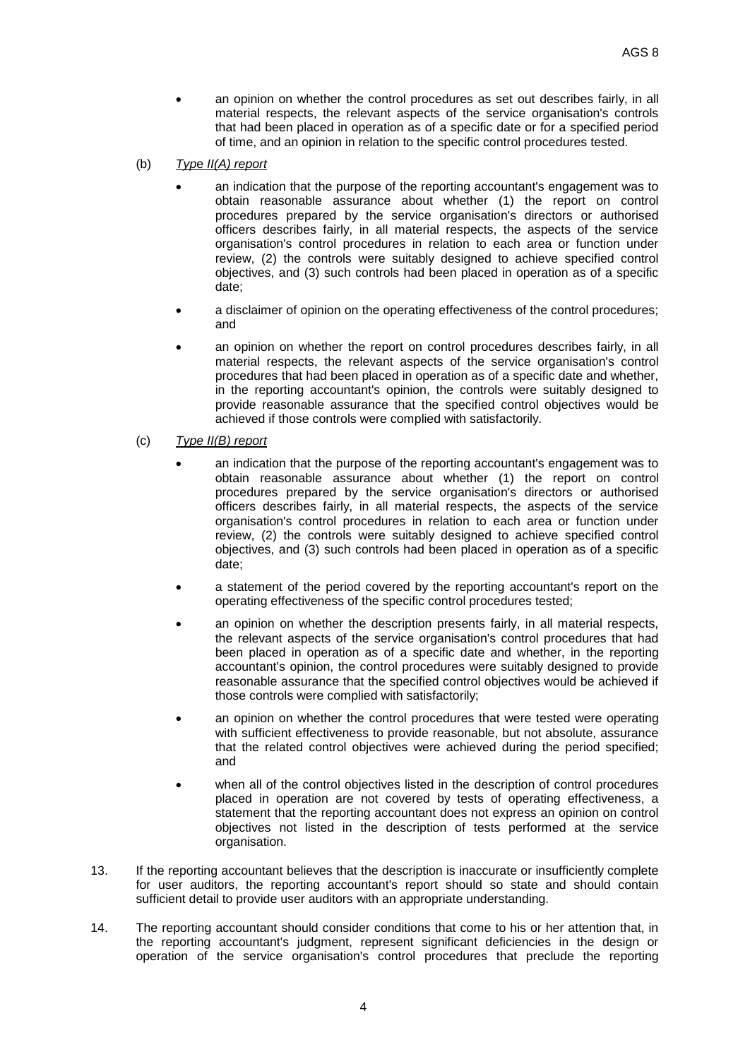- an opinion on whether the control procedures as set out describes fairly, in all material respects, the relevant aspects of the service organisation's controls that had been placed in operation as of a specific date or for a specified period of time, and an opinion in relation to the specific control procedures tested.

(b) *Type II(A) report*

- an indication that the purpose of the reporting accountant's engagement was to obtain reasonable assurance about whether (1) the report on control procedures prepared by the service organisation's directors or authorised officers describes fairly, in all material respects, the aspects of the service organisation's control procedures in relation to each area or function under review, (2) the controls were suitably designed to achieve specified control objectives, and (3) such controls had been placed in operation as of a specific date;
- a disclaimer of opinion on the operating effectiveness of the control procedures; and
- an opinion on whether the report on control procedures describes fairly, in all material respects, the relevant aspects of the service organisation's control procedures that had been placed in operation as of a specific date and whether, in the reporting accountant's opinion, the controls were suitably designed to provide reasonable assurance that the specified control objectives would be achieved if those controls were complied with satisfactorily.

(c) *Type II(B) report*

- an indication that the purpose of the reporting accountant's engagement was to obtain reasonable assurance about whether (1) the report on control procedures prepared by the service organisation's directors or authorised officers describes fairly, in all material respects, the aspects of the service organisation's control procedures in relation to each area or function under review, (2) the controls were suitably designed to achieve specified control objectives, and (3) such controls had been placed in operation as of a specific date;
- a statement of the period covered by the reporting accountant's report on the operating effectiveness of the specific control procedures tested;
- an opinion on whether the description presents fairly, in all material respects, the relevant aspects of the service organisation's control procedures that had been placed in operation as of a specific date and whether, in the reporting accountant's opinion, the control procedures were suitably designed to provide reasonable assurance that the specified control objectives would be achieved if those controls were complied with satisfactorily;
- an opinion on whether the control procedures that were tested were operating with sufficient effectiveness to provide reasonable, but not absolute, assurance that the related control objectives were achieved during the period specified; and
- when all of the control objectives listed in the description of control procedures placed in operation are not covered by tests of operating effectiveness, a statement that the reporting accountant does not express an opinion on control objectives not listed in the description of tests performed at the service organisation.

13. If the reporting accountant believes that the description is inaccurate or insufficiently complete for user auditors, the reporting accountant's report should so state and should contain sufficient detail to provide user auditors with an appropriate understanding.

14. The reporting accountant should consider conditions that come to his or her attention that, in the reporting accountant's judgment, represent significant deficiencies in the design or operation of the service organisation's control procedures that preclude the reporting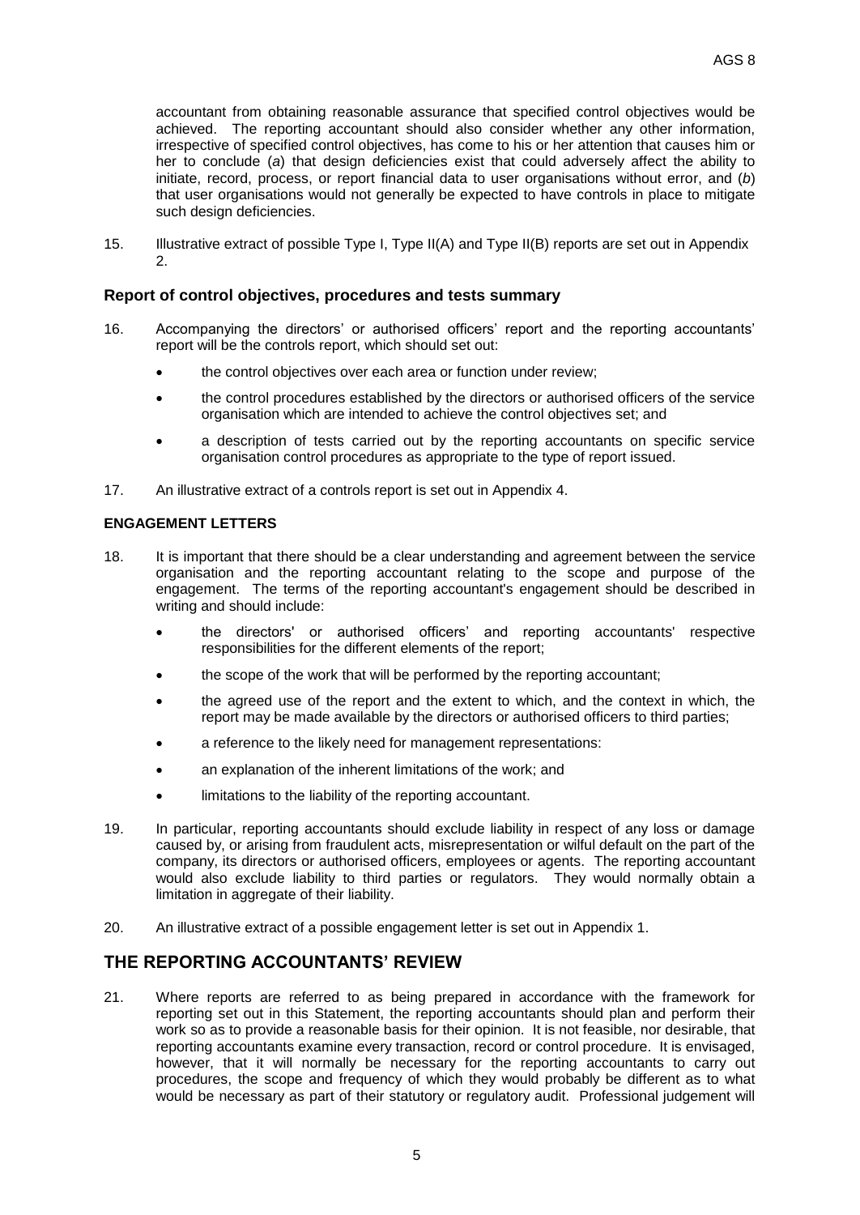accountant from obtaining reasonable assurance that specified control objectives would be achieved. The reporting accountant should also consider whether any other information, irrespective of specified control objectives, has come to his or her attention that causes him or her to conclude (*a*) that design deficiencies exist that could adversely affect the ability to initiate, record, process, or report financial data to user organisations without error, and (*b*) that user organisations would not generally be expected to have controls in place to mitigate such design deficiencies.

15. Illustrative extract of possible Type I, Type II(A) and Type II(B) reports are set out in Appendix 2.

### Report of control objectives, procedures and tests summary

16. Accompanying the directors' or authorised officers' report and the reporting accountants' report will be the controls report, which should set out:

    - the control objectives over each area or function under review;
    - the control procedures established by the directors or authorised officers of the service organisation which are intended to achieve the control objectives set; and
    - a description of tests carried out by the reporting accountants on specific service organisation control procedures as appropriate to the type of report issued.

17. An illustrative extract of a controls report is set out in Appendix 4.

#### ENGAGEMENT LETTERS

18. It is important that there should be a clear understanding and agreement between the service organisation and the reporting accountant relating to the scope and purpose of the engagement. The terms of the reporting accountant's engagement should be described in writing and should include:

    - the directors' or authorised officers' and reporting accountants' respective responsibilities for the different elements of the report;
    - the scope of the work that will be performed by the reporting accountant;
    - the agreed use of the report and the extent to which, and the context in which, the report may be made available by the directors or authorised officers to third parties;
    - a reference to the likely need for management representations:
    - an explanation of the inherent limitations of the work; and
    - limitations to the liability of the reporting accountant.

19. In particular, reporting accountants should exclude liability in respect of any loss or damage caused by, or arising from fraudulent acts, misrepresentation or wilful default on the part of the company, its directors or authorised officers, employees or agents. The reporting accountant would also exclude liability to third parties or regulators. They would normally obtain a limitation in aggregate of their liability.

20. An illustrative extract of a possible engagement letter is set out in Appendix 1.

## THE REPORTING ACCOUNTANTS' REVIEW

21. Where reports are referred to as being prepared in accordance with the framework for reporting set out in this Statement, the reporting accountants should plan and perform their work so as to provide a reasonable basis for their opinion. It is not feasible, nor desirable, that reporting accountants examine every transaction, record or control procedure. It is envisaged, however, that it will normally be necessary for the reporting accountants to carry out procedures, the scope and frequency of which they would probably be different as to what would be necessary as part of their statutory or regulatory audit. Professional judgement will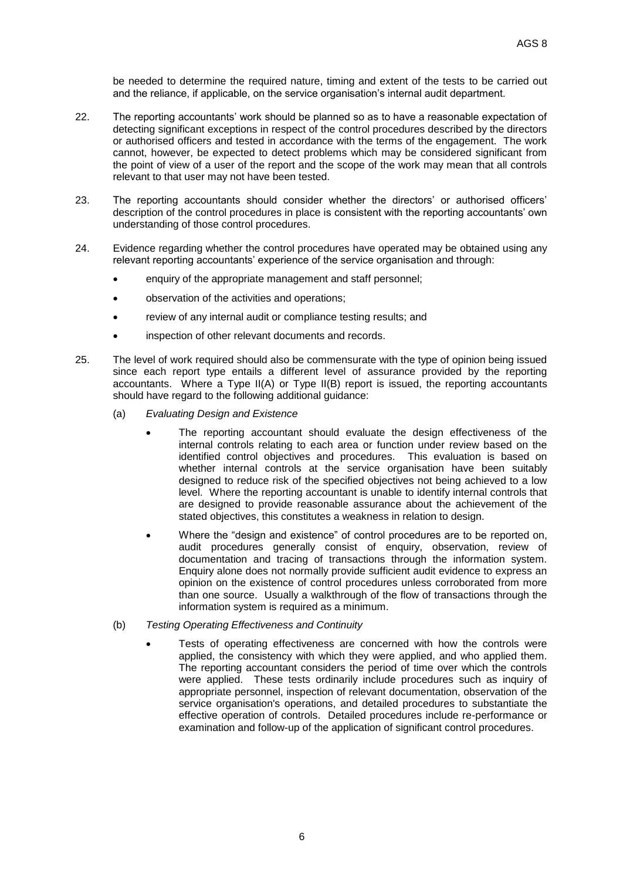be needed to determine the required nature, timing and extent of the tests to be carried out and the reliance, if applicable, on the service organisation's internal audit department.

22. The reporting accountants' work should be planned so as to have a reasonable expectation of detecting significant exceptions in respect of the control procedures described by the directors or authorised officers and tested in accordance with the terms of the engagement. The work cannot, however, be expected to detect problems which may be considered significant from the point of view of a user of the report and the scope of the work may mean that all controls relevant to that user may not have been tested.

23. The reporting accountants should consider whether the directors' or authorised officers' description of the control procedures in place is consistent with the reporting accountants' own understanding of those control procedures.

24. Evidence regarding whether the control procedures have operated may be obtained using any relevant reporting accountants' experience of the service organisation and through:

    - enquiry of the appropriate management and staff personnel;
    - observation of the activities and operations;
    - review of any internal audit or compliance testing results; and
    - inspection of other relevant documents and records.

25. The level of work required should also be commensurate with the type of opinion being issued since each report type entails a different level of assurance provided by the reporting accountants. Where a Type II(A) or Type II(B) report is issued, the reporting accountants should have regard to the following additional guidance:

    (a) *Evaluating Design and Existence*

    - The reporting accountant should evaluate the design effectiveness of the internal controls relating to each area or function under review based on the identified control objectives and procedures. This evaluation is based on whether internal controls at the service organisation have been suitably designed to reduce risk of the specified objectives not being achieved to a low level. Where the reporting accountant is unable to identify internal controls that are designed to provide reasonable assurance about the achievement of the stated objectives, this constitutes a weakness in relation to design.
    - Where the "design and existence" of control procedures are to be reported on, audit procedures generally consist of enquiry, observation, review of documentation and tracing of transactions through the information system. Enquiry alone does not normally provide sufficient audit evidence to express an opinion on the existence of control procedures unless corroborated from more than one source. Usually a walkthrough of the flow of transactions through the information system is required as a minimum.

    (b) *Testing Operating Effectiveness and Continuity*

    - Tests of operating effectiveness are concerned with how the controls were applied, the consistency with which they were applied, and who applied them. The reporting accountant considers the period of time over which the controls were applied. These tests ordinarily include procedures such as inquiry of appropriate personnel, inspection of relevant documentation, observation of the service organisation's operations, and detailed procedures to substantiate the effective operation of controls. Detailed procedures include re-performance or examination and follow-up of the application of significant control procedures.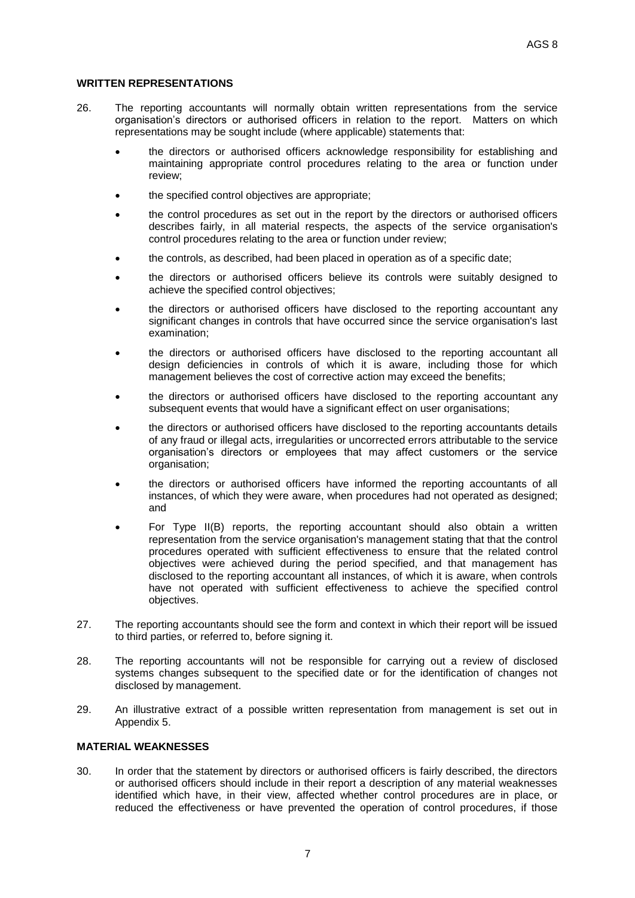## WRITTEN REPRESENTATIONS

26. The reporting accountants will normally obtain written representations from the service organisation's directors or authorised officers in relation to the report. Matters on which representations may be sought include (where applicable) statements that:

    - the directors or authorised officers acknowledge responsibility for establishing and maintaining appropriate control procedures relating to the area or function under review;
    - the specified control objectives are appropriate;
    - the control procedures as set out in the report by the directors or authorised officers describes fairly, in all material respects, the aspects of the service organisation's control procedures relating to the area or function under review;
    - the controls, as described, had been placed in operation as of a specific date;
    - the directors or authorised officers believe its controls were suitably designed to achieve the specified control objectives;
    - the directors or authorised officers have disclosed to the reporting accountant any significant changes in controls that have occurred since the service organisation's last examination;
    - the directors or authorised officers have disclosed to the reporting accountant all design deficiencies in controls of which it is aware, including those for which management believes the cost of corrective action may exceed the benefits;
    - the directors or authorised officers have disclosed to the reporting accountant any subsequent events that would have a significant effect on user organisations;
    - the directors or authorised officers have disclosed to the reporting accountants details of any fraud or illegal acts, irregularities or uncorrected errors attributable to the service organisation's directors or employees that may affect customers or the service organisation;
    - the directors or authorised officers have informed the reporting accountants of all instances, of which they were aware, when procedures had not operated as designed; and
    - For Type II(B) reports, the reporting accountant should also obtain a written representation from the service organisation's management stating that that the control procedures operated with sufficient effectiveness to ensure that the related control objectives were achieved during the period specified, and that management has disclosed to the reporting accountant all instances, of which it is aware, when controls have not operated with sufficient effectiveness to achieve the specified control objectives.

27. The reporting accountants should see the form and context in which their report will be issued to third parties, or referred to, before signing it.

28. The reporting accountants will not be responsible for carrying out a review of disclosed systems changes subsequent to the specified date or for the identification of changes not disclosed by management.

29. An illustrative extract of a possible written representation from management is set out in Appendix 5.

## MATERIAL WEAKNESSES

30. In order that the statement by directors or authorised officers is fairly described, the directors or authorised officers should include in their report a description of any material weaknesses identified which have, in their view, affected whether control procedures are in place, or reduced the effectiveness or have prevented the operation of control procedures, if those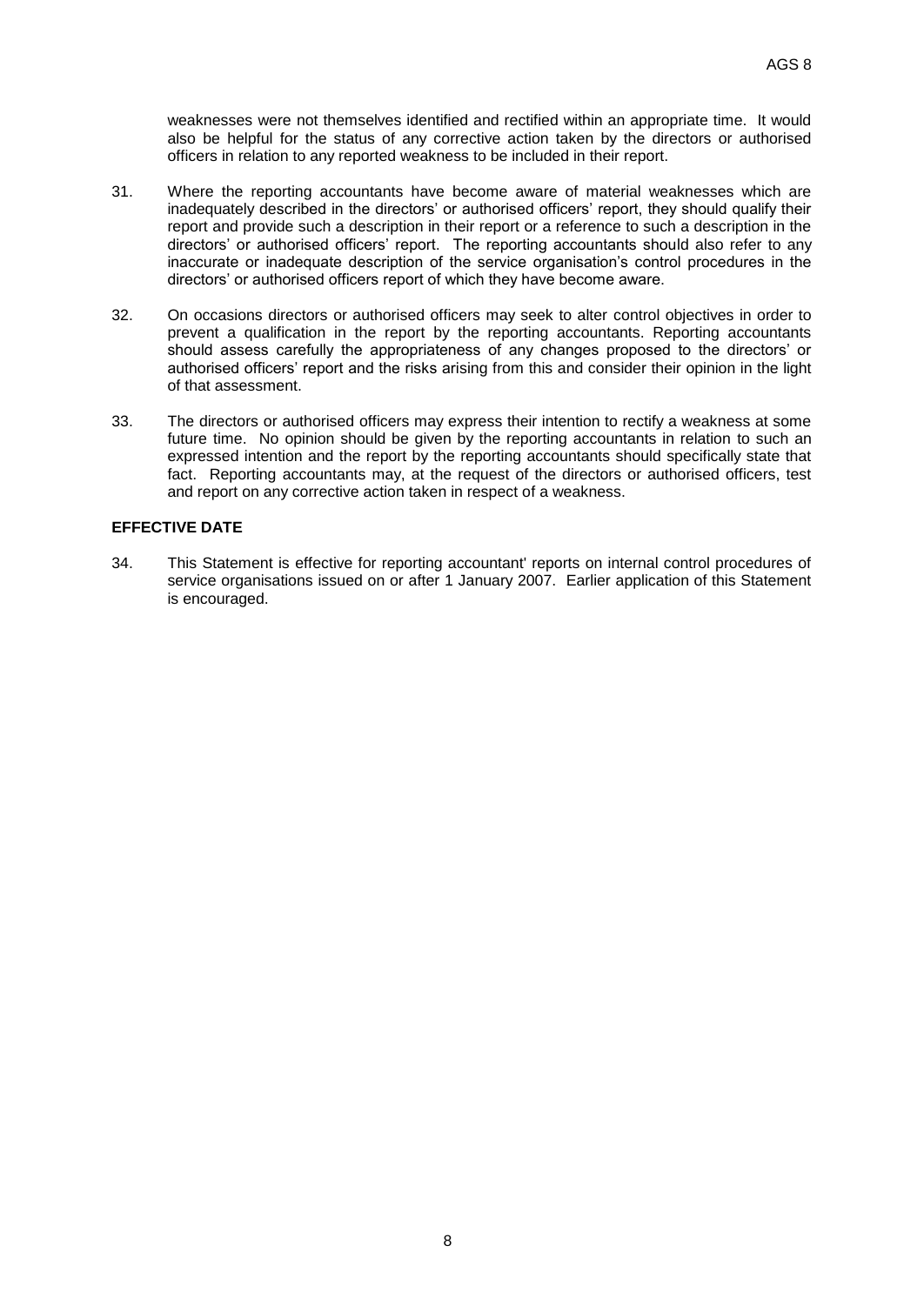weaknesses were not themselves identified and rectified within an appropriate time. It would also be helpful for the status of any corrective action taken by the directors or authorised officers in relation to any reported weakness to be included in their report.

31. Where the reporting accountants have become aware of material weaknesses which are inadequately described in the directors' or authorised officers' report, they should qualify their report and provide such a description in their report or a reference to such a description in the directors' or authorised officers' report. The reporting accountants should also refer to any inaccurate or inadequate description of the service organisation's control procedures in the directors' or authorised officers report of which they have become aware.

32. On occasions directors or authorised officers may seek to alter control objectives in order to prevent a qualification in the report by the reporting accountants. Reporting accountants should assess carefully the appropriateness of any changes proposed to the directors' or authorised officers' report and the risks arising from this and consider their opinion in the light of that assessment.

33. The directors or authorised officers may express their intention to rectify a weakness at some future time. No opinion should be given by the reporting accountants in relation to such an expressed intention and the report by the reporting accountants should specifically state that fact. Reporting accountants may, at the request of the directors or authorised officers, test and report on any corrective action taken in respect of a weakness.

**EFFECTIVE DATE**

34. This Statement is effective for reporting accountant' reports on internal control procedures of service organisations issued on or after 1 January 2007. Earlier application of this Statement is encouraged.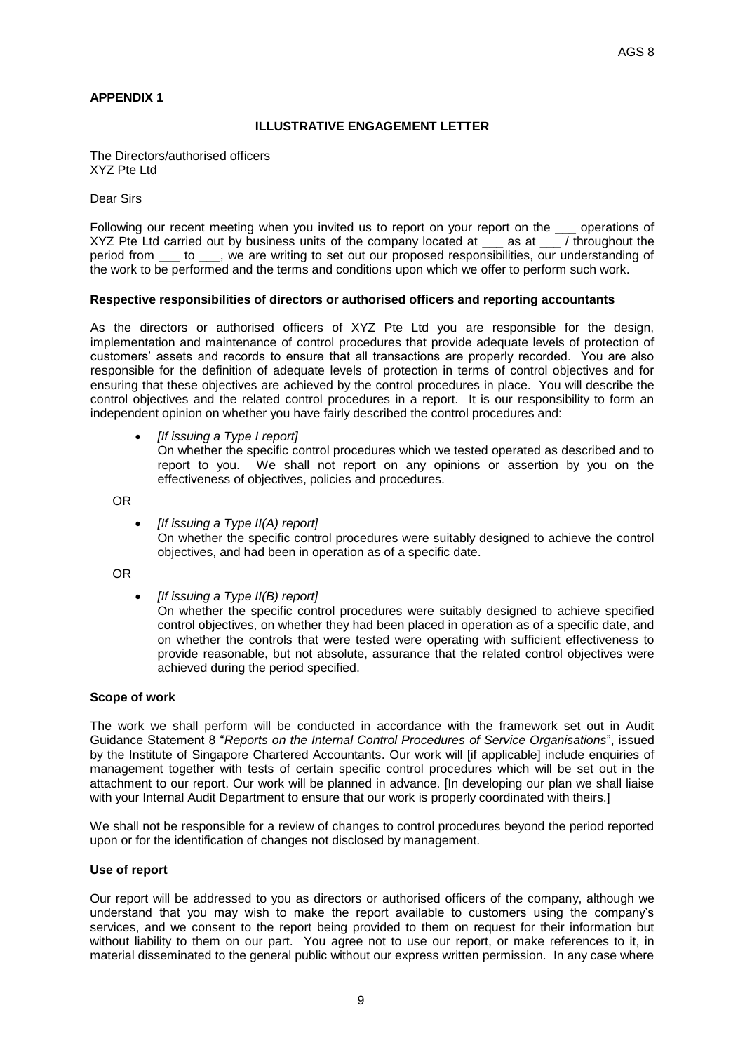**APPENDIX 1**

**ILLUSTRATIVE ENGAGEMENT LETTER**

The Directors/authorised officers
XYZ Pte Ltd

Dear Sirs

Following our recent meeting when you invited us to report on your report on the ___ operations of XYZ Pte Ltd carried out by business units of the company located at ___ as at ___ / throughout the period from ___ to ___, we are writing to set out our proposed responsibilities, our understanding of the work to be performed and the terms and conditions upon which we offer to perform such work.

**Respective responsibilities of directors or authorised officers and reporting accountants**

As the directors or authorised officers of XYZ Pte Ltd you are responsible for the design, implementation and maintenance of control procedures that provide adequate levels of protection of customers' assets and records to ensure that all transactions are properly recorded. You are also responsible for the definition of adequate levels of protection in terms of control objectives and for ensuring that these objectives are achieved by the control procedures in place. You will describe the control objectives and the related control procedures in a report. It is our responsibility to form an independent opinion on whether you have fairly described the control procedures and:

- *[If issuing a Type I report]*
  On whether the specific control procedures which we tested operated as described and to report to you. We shall not report on any opinions or assertion by you on the effectiveness of objectives, policies and procedures.

OR

- *[If issuing a Type II(A) report]*
  On whether the specific control procedures were suitably designed to achieve the control objectives, and had been in operation as of a specific date.

OR

- *[If issuing a Type II(B) report]*
  On whether the specific control procedures were suitably designed to achieve specified control objectives, on whether they had been placed in operation as of a specific date, and on whether the controls that were tested were operating with sufficient effectiveness to provide reasonable, but not absolute, assurance that the related control objectives were achieved during the period specified.

**Scope of work**

The work we shall perform will be conducted in accordance with the framework set out in Audit Guidance Statement 8 "*Reports on the Internal Control Procedures of Service Organisations*", issued by the Institute of Singapore Chartered Accountants. Our work will [if applicable] include enquiries of management together with tests of certain specific control procedures which will be set out in the attachment to our report. Our work will be planned in advance. [In developing our plan we shall liaise with your Internal Audit Department to ensure that our work is properly coordinated with theirs.]

We shall not be responsible for a review of changes to control procedures beyond the period reported upon or for the identification of changes not disclosed by management.

**Use of report**

Our report will be addressed to you as directors or authorised officers of the company, although we understand that you may wish to make the report available to customers using the company's services, and we consent to the report being provided to them on request for their information but without liability to them on our part. You agree not to use our report, or make references to it, in material disseminated to the general public without our express written permission. In any case where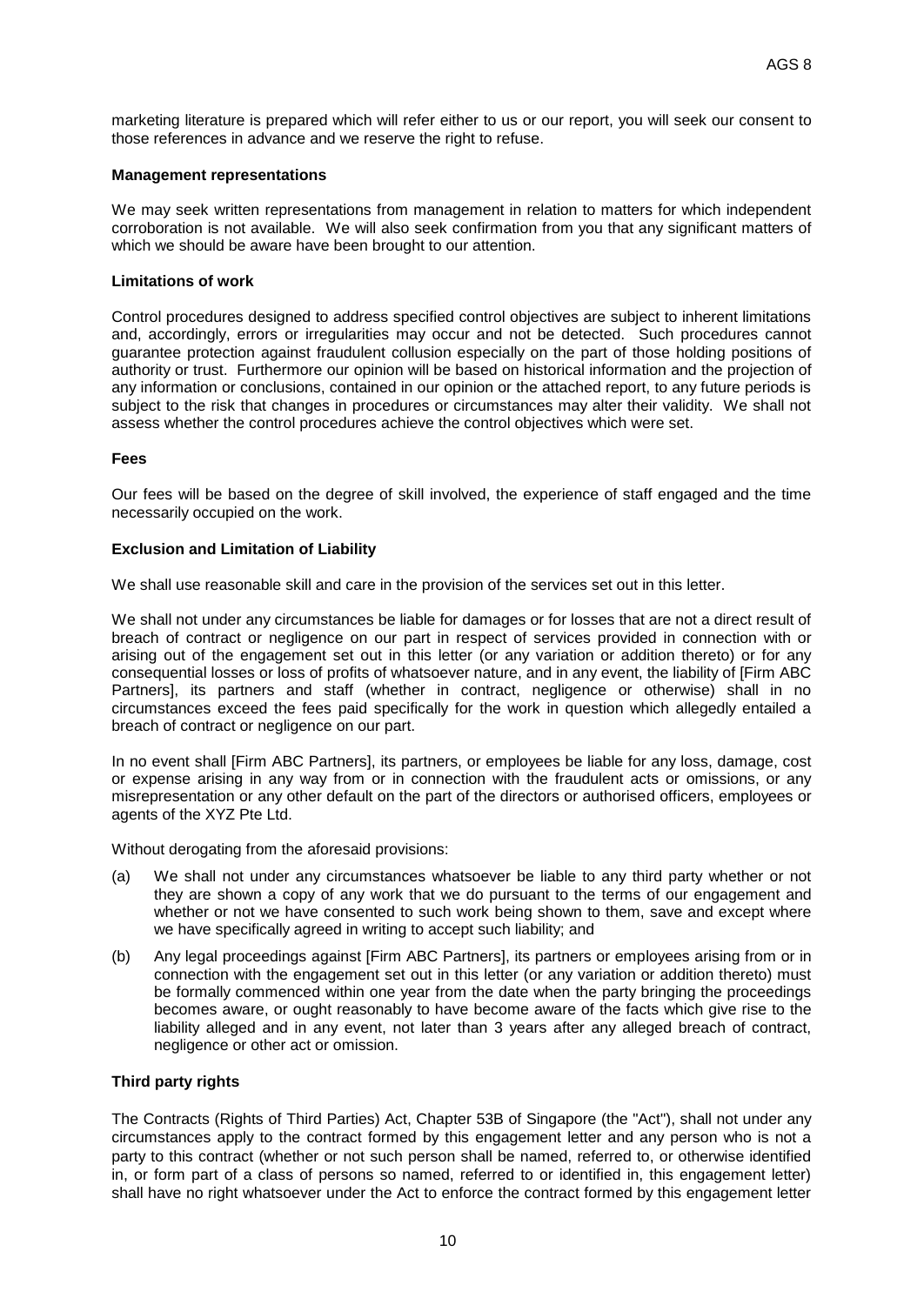marketing literature is prepared which will refer either to us or our report, you will seek our consent to those references in advance and we reserve the right to refuse.

**Management representations**

We may seek written representations from management in relation to matters for which independent corroboration is not available. We will also seek confirmation from you that any significant matters of which we should be aware have been brought to our attention.

**Limitations of work**

Control procedures designed to address specified control objectives are subject to inherent limitations and, accordingly, errors or irregularities may occur and not be detected. Such procedures cannot guarantee protection against fraudulent collusion especially on the part of those holding positions of authority or trust. Furthermore our opinion will be based on historical information and the projection of any information or conclusions, contained in our opinion or the attached report, to any future periods is subject to the risk that changes in procedures or circumstances may alter their validity. We shall not assess whether the control procedures achieve the control objectives which were set.

**Fees**

Our fees will be based on the degree of skill involved, the experience of staff engaged and the time necessarily occupied on the work.

**Exclusion and Limitation of Liability**

We shall use reasonable skill and care in the provision of the services set out in this letter.

We shall not under any circumstances be liable for damages or for losses that are not a direct result of breach of contract or negligence on our part in respect of services provided in connection with or arising out of the engagement set out in this letter (or any variation or addition thereto) or for any consequential losses or loss of profits of whatsoever nature, and in any event, the liability of [Firm ABC Partners], its partners and staff (whether in contract, negligence or otherwise) shall in no circumstances exceed the fees paid specifically for the work in question which allegedly entailed a breach of contract or negligence on our part.

In no event shall [Firm ABC Partners], its partners, or employees be liable for any loss, damage, cost or expense arising in any way from or in connection with the fraudulent acts or omissions, or any misrepresentation or any other default on the part of the directors or authorised officers, employees or agents of the XYZ Pte Ltd.

Without derogating from the aforesaid provisions:

(a) We shall not under any circumstances whatsoever be liable to any third party whether or not they are shown a copy of any work that we do pursuant to the terms of our engagement and whether or not we have consented to such work being shown to them, save and except where we have specifically agreed in writing to accept such liability; and

(b) Any legal proceedings against [Firm ABC Partners], its partners or employees arising from or in connection with the engagement set out in this letter (or any variation or addition thereto) must be formally commenced within one year from the date when the party bringing the proceedings becomes aware, or ought reasonably to have become aware of the facts which give rise to the liability alleged and in any event, not later than 3 years after any alleged breach of contract, negligence or other act or omission.

**Third party rights**

The Contracts (Rights of Third Parties) Act, Chapter 53B of Singapore (the "Act"), shall not under any circumstances apply to the contract formed by this engagement letter and any person who is not a party to this contract (whether or not such person shall be named, referred to, or otherwise identified in, or form part of a class of persons so named, referred to or identified in, this engagement letter) shall have no right whatsoever under the Act to enforce the contract formed by this engagement letter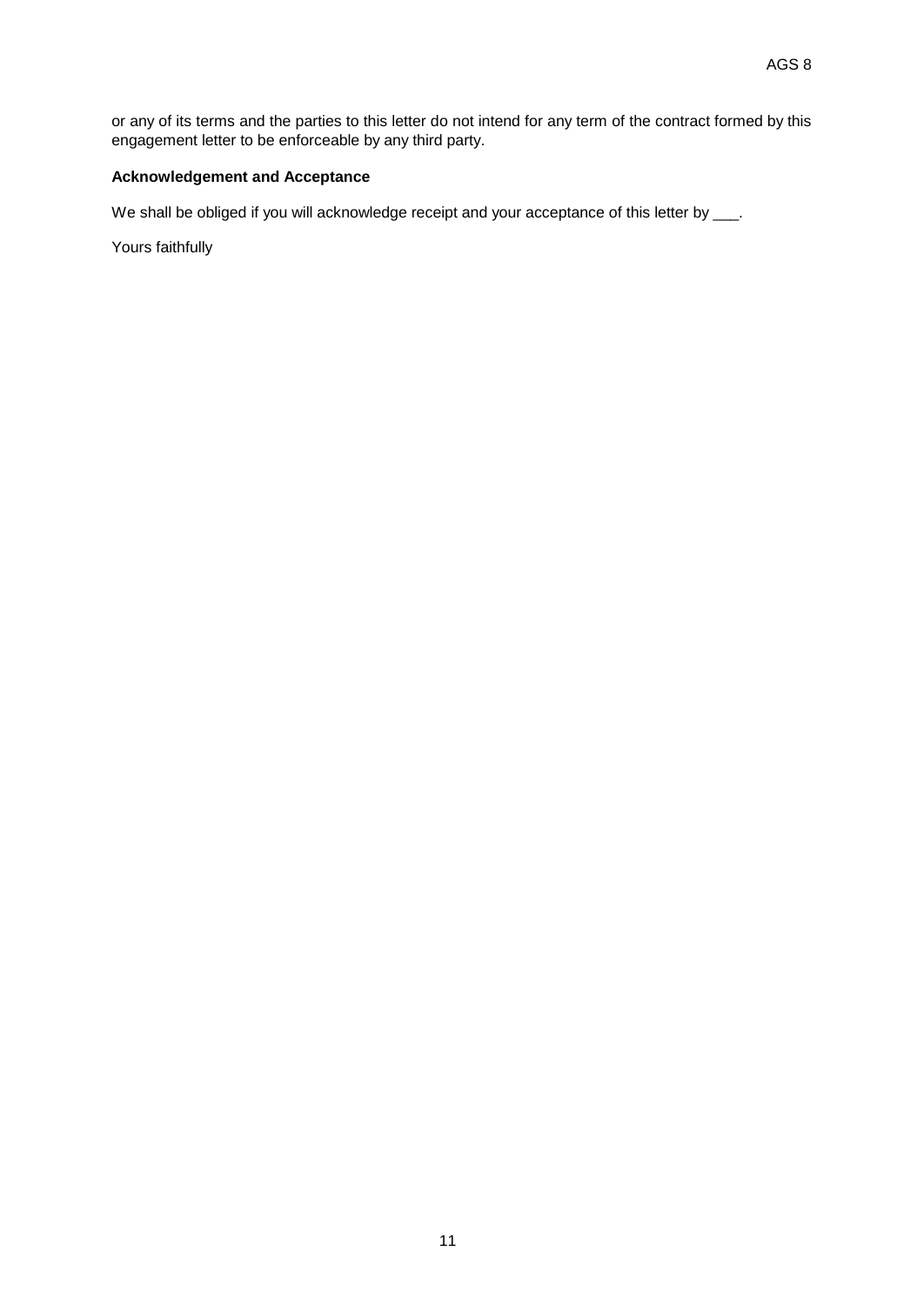or any of its terms and the parties to this letter do not intend for any term of the contract formed by this engagement letter to be enforceable by any third party.

**Acknowledgement and Acceptance**

We shall be obliged if you will acknowledge receipt and your acceptance of this letter by ___.

Yours faithfully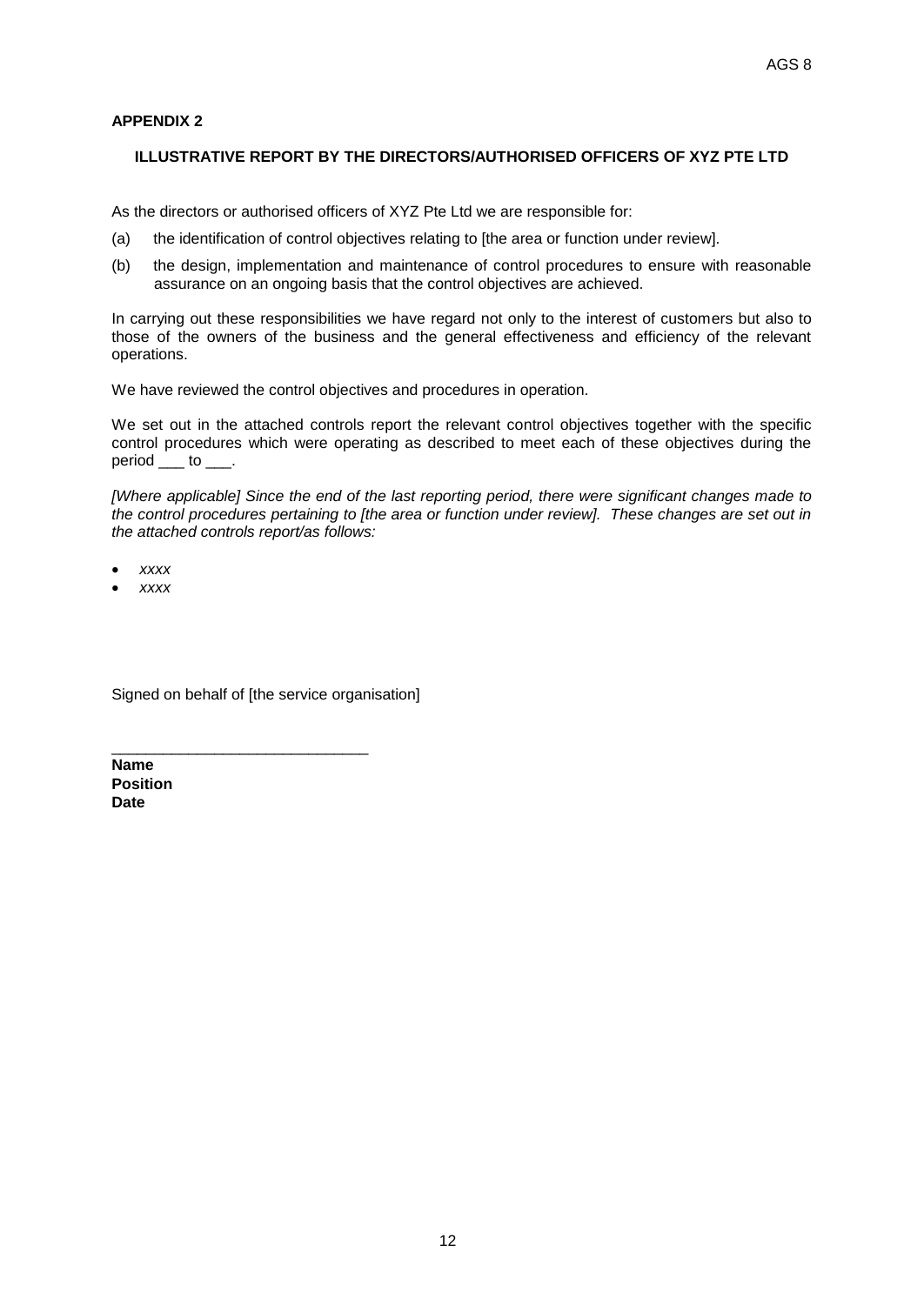**APPENDIX 2**

**ILLUSTRATIVE REPORT BY THE DIRECTORS/AUTHORISED OFFICERS OF XYZ PTE LTD**

As the directors or authorised officers of XYZ Pte Ltd we are responsible for:

(a) the identification of control objectives relating to [the area or function under review].

(b) the design, implementation and maintenance of control procedures to ensure with reasonable assurance on an ongoing basis that the control objectives are achieved.

In carrying out these responsibilities we have regard not only to the interest of customers but also to those of the owners of the business and the general effectiveness and efficiency of the relevant operations.

We have reviewed the control objectives and procedures in operation.

We set out in the attached controls report the relevant control objectives together with the specific control procedures which were operating as described to meet each of these objectives during the period ___ to ___.

*[Where applicable] Since the end of the last reporting period, there were significant changes made to the control procedures pertaining to [the area or function under review]. These changes are set out in the attached controls report/as follows:*

- *xxxx*
- *xxxx*

Signed on behalf of [the service organisation]

______________________________

**Name**
**Position**
**Date**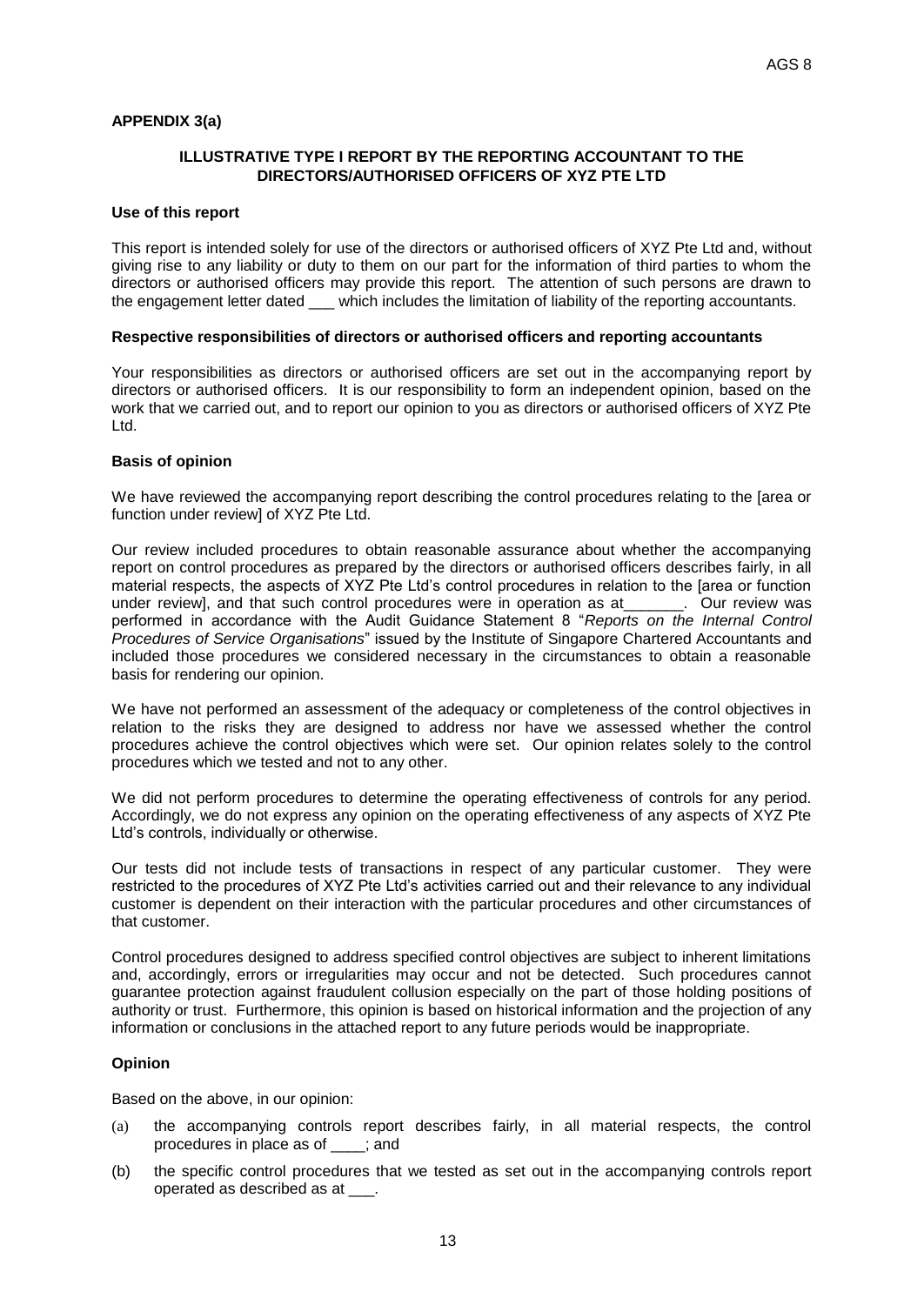**APPENDIX 3(a)**

## ILLUSTRATIVE TYPE I REPORT BY THE REPORTING ACCOUNTANT TO THE DIRECTORS/AUTHORISED OFFICERS OF XYZ PTE LTD

**Use of this report**

This report is intended solely for use of the directors or authorised officers of XYZ Pte Ltd and, without giving rise to any liability or duty to them on our part for the information of third parties to whom the directors or authorised officers may provide this report. The attention of such persons are drawn to the engagement letter dated ___ which includes the limitation of liability of the reporting accountants.

**Respective responsibilities of directors or authorised officers and reporting accountants**

Your responsibilities as directors or authorised officers are set out in the accompanying report by directors or authorised officers. It is our responsibility to form an independent opinion, based on the work that we carried out, and to report our opinion to you as directors or authorised officers of XYZ Pte Ltd.

**Basis of opinion**

We have reviewed the accompanying report describing the control procedures relating to the [area or function under review] of XYZ Pte Ltd.

Our review included procedures to obtain reasonable assurance about whether the accompanying report on control procedures as prepared by the directors or authorised officers describes fairly, in all material respects, the aspects of XYZ Pte Ltd's control procedures in relation to the [area or function under review], and that such control procedures were in operation as at_______. Our review was performed in accordance with the Audit Guidance Statement 8 "*Reports on the Internal Control Procedures of Service Organisations*" issued by the Institute of Singapore Chartered Accountants and included those procedures we considered necessary in the circumstances to obtain a reasonable basis for rendering our opinion.

We have not performed an assessment of the adequacy or completeness of the control objectives in relation to the risks they are designed to address nor have we assessed whether the control procedures achieve the control objectives which were set. Our opinion relates solely to the control procedures which we tested and not to any other.

We did not perform procedures to determine the operating effectiveness of controls for any period. Accordingly, we do not express any opinion on the operating effectiveness of any aspects of XYZ Pte Ltd's controls, individually or otherwise.

Our tests did not include tests of transactions in respect of any particular customer. They were restricted to the procedures of XYZ Pte Ltd's activities carried out and their relevance to any individual customer is dependent on their interaction with the particular procedures and other circumstances of that customer.

Control procedures designed to address specified control objectives are subject to inherent limitations and, accordingly, errors or irregularities may occur and not be detected. Such procedures cannot guarantee protection against fraudulent collusion especially on the part of those holding positions of authority or trust. Furthermore, this opinion is based on historical information and the projection of any information or conclusions in the attached report to any future periods would be inappropriate.

**Opinion**

Based on the above, in our opinion:

(a) the accompanying controls report describes fairly, in all material respects, the control procedures in place as of ____; and

(b) the specific control procedures that we tested as set out in the accompanying controls report operated as described as at ___.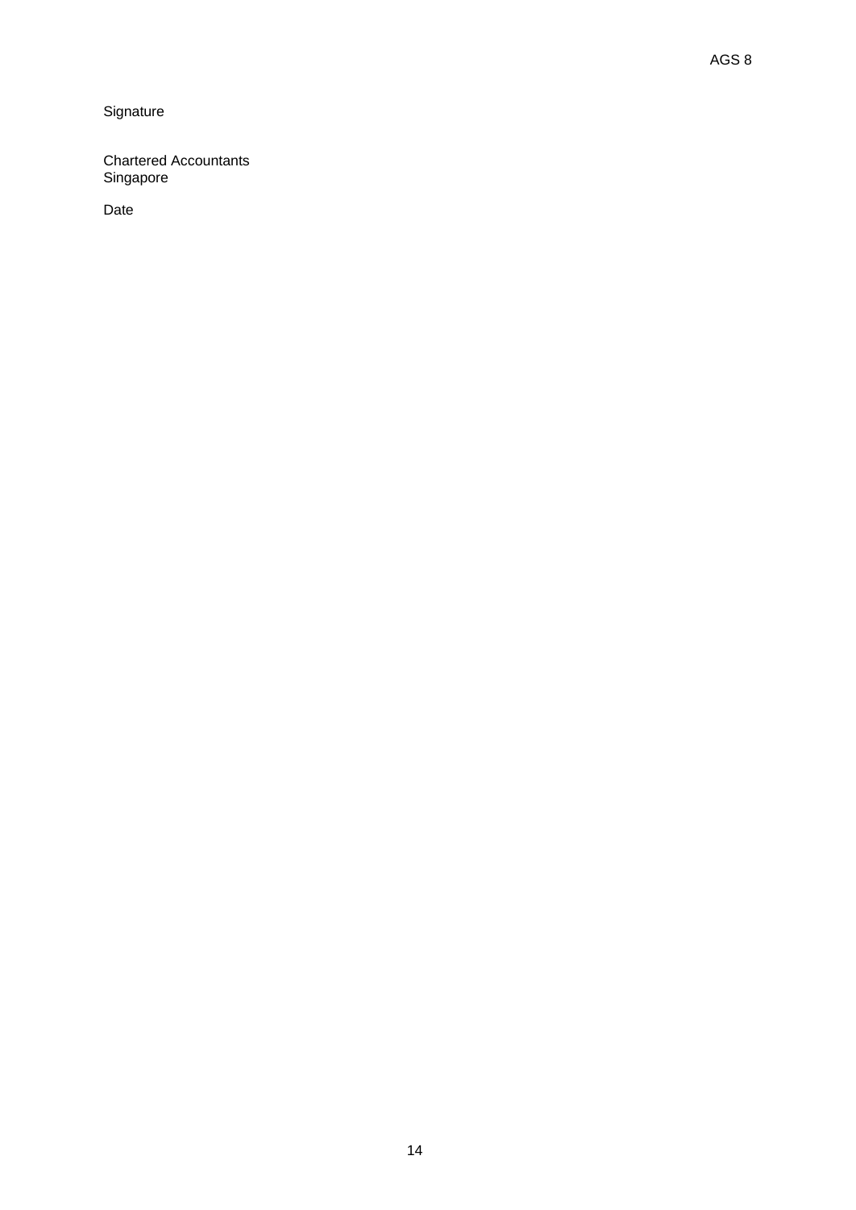Signature

Chartered Accountants
Singapore

Date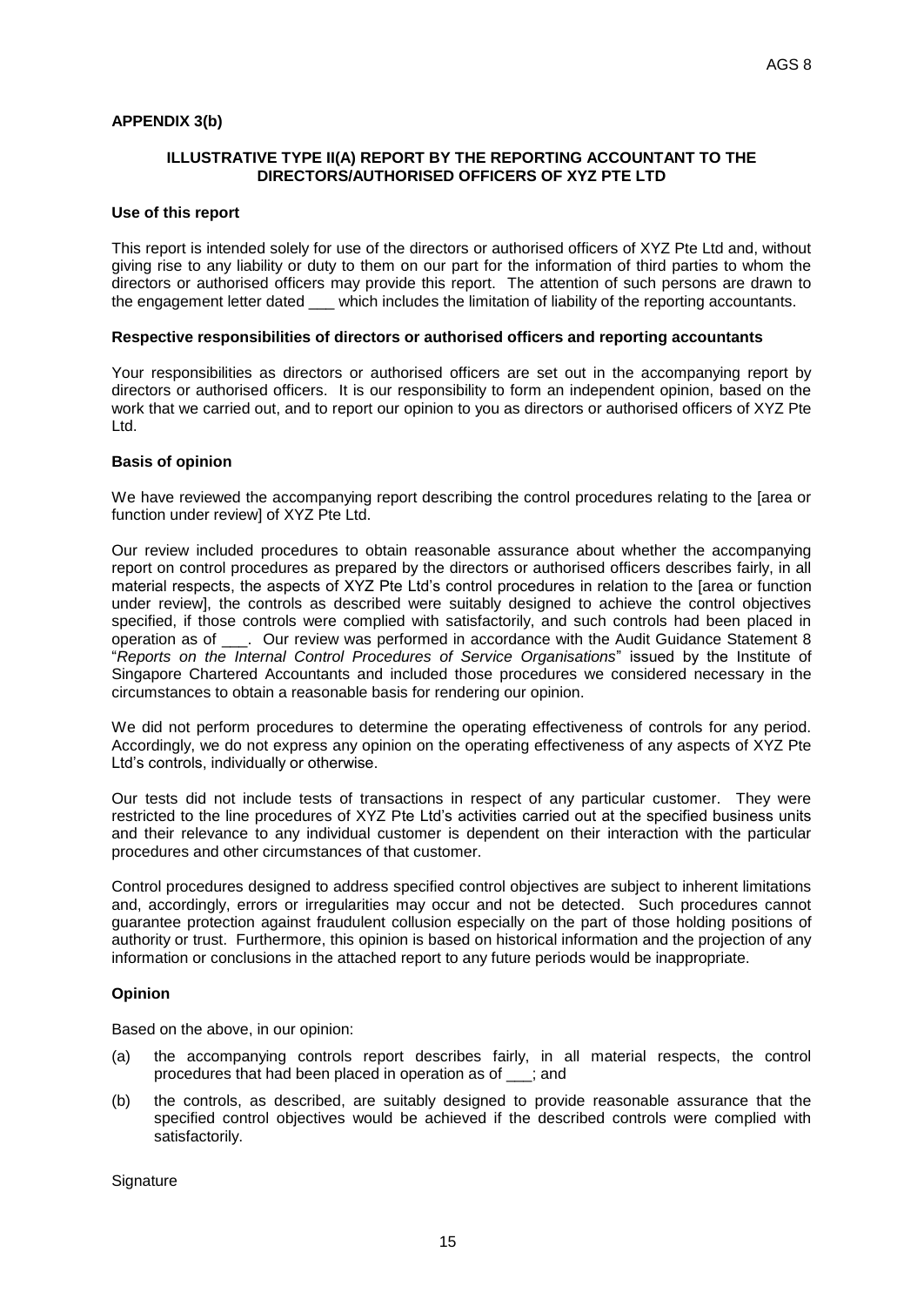## APPENDIX 3(b)

### ILLUSTRATIVE TYPE II(A) REPORT BY THE REPORTING ACCOUNTANT TO THE DIRECTORS/AUTHORISED OFFICERS OF XYZ PTE LTD

**Use of this report**

This report is intended solely for use of the directors or authorised officers of XYZ Pte Ltd and, without giving rise to any liability or duty to them on our part for the information of third parties to whom the directors or authorised officers may provide this report. The attention of such persons are drawn to the engagement letter dated ___ which includes the limitation of liability of the reporting accountants.

**Respective responsibilities of directors or authorised officers and reporting accountants**

Your responsibilities as directors or authorised officers are set out in the accompanying report by directors or authorised officers. It is our responsibility to form an independent opinion, based on the work that we carried out, and to report our opinion to you as directors or authorised officers of XYZ Pte Ltd.

**Basis of opinion**

We have reviewed the accompanying report describing the control procedures relating to the [area or function under review] of XYZ Pte Ltd.

Our review included procedures to obtain reasonable assurance about whether the accompanying report on control procedures as prepared by the directors or authorised officers describes fairly, in all material respects, the aspects of XYZ Pte Ltd's control procedures in relation to the [area or function under review], the controls as described were suitably designed to achieve the control objectives specified, if those controls were complied with satisfactorily, and such controls had been placed in operation as of ___. Our review was performed in accordance with the Audit Guidance Statement 8 "*Reports on the Internal Control Procedures of Service Organisations*" issued by the Institute of Singapore Chartered Accountants and included those procedures we considered necessary in the circumstances to obtain a reasonable basis for rendering our opinion.

We did not perform procedures to determine the operating effectiveness of controls for any period. Accordingly, we do not express any opinion on the operating effectiveness of any aspects of XYZ Pte Ltd's controls, individually or otherwise.

Our tests did not include tests of transactions in respect of any particular customer. They were restricted to the line procedures of XYZ Pte Ltd's activities carried out at the specified business units and their relevance to any individual customer is dependent on their interaction with the particular procedures and other circumstances of that customer.

Control procedures designed to address specified control objectives are subject to inherent limitations and, accordingly, errors or irregularities may occur and not be detected. Such procedures cannot guarantee protection against fraudulent collusion especially on the part of those holding positions of authority or trust. Furthermore, this opinion is based on historical information and the projection of any information or conclusions in the attached report to any future periods would be inappropriate.

**Opinion**

Based on the above, in our opinion:

(a) the accompanying controls report describes fairly, in all material respects, the control procedures that had been placed in operation as of ___; and

(b) the controls, as described, are suitably designed to provide reasonable assurance that the specified control objectives would be achieved if the described controls were complied with satisfactorily.

Signature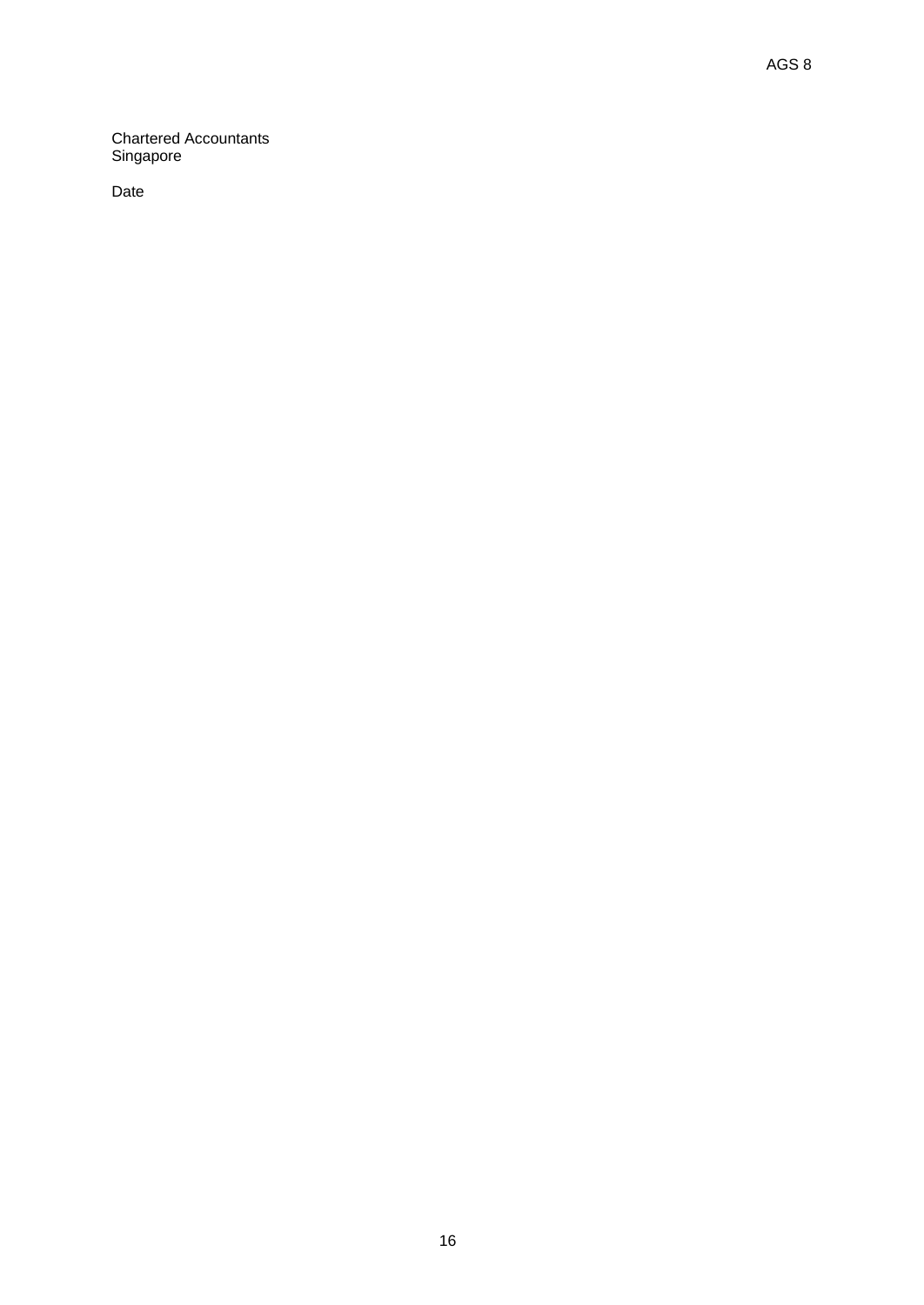Chartered Accountants
Singapore

Date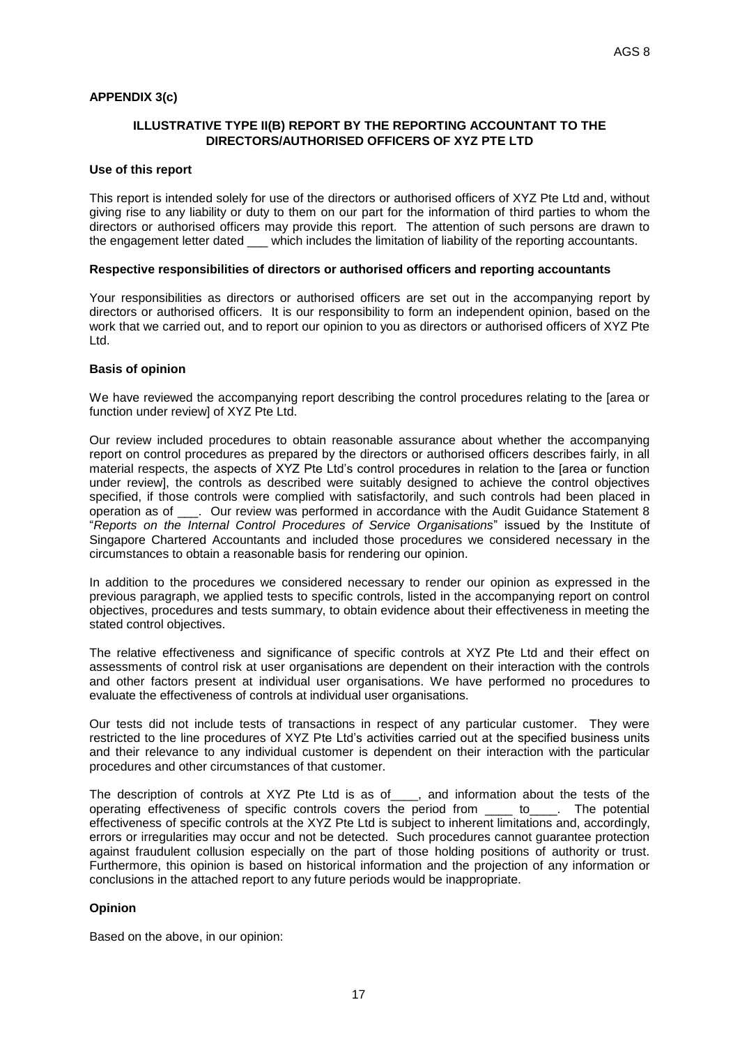## APPENDIX 3(c)

### ILLUSTRATIVE TYPE II(B) REPORT BY THE REPORTING ACCOUNTANT TO THE DIRECTORS/AUTHORISED OFFICERS OF XYZ PTE LTD

**Use of this report**

This report is intended solely for use of the directors or authorised officers of XYZ Pte Ltd and, without giving rise to any liability or duty to them on our part for the information of third parties to whom the directors or authorised officers may provide this report. The attention of such persons are drawn to the engagement letter dated ___ which includes the limitation of liability of the reporting accountants.

**Respective responsibilities of directors or authorised officers and reporting accountants**

Your responsibilities as directors or authorised officers are set out in the accompanying report by directors or authorised officers. It is our responsibility to form an independent opinion, based on the work that we carried out, and to report our opinion to you as directors or authorised officers of XYZ Pte Ltd.

**Basis of opinion**

We have reviewed the accompanying report describing the control procedures relating to the [area or function under review] of XYZ Pte Ltd.

Our review included procedures to obtain reasonable assurance about whether the accompanying report on control procedures as prepared by the directors or authorised officers describes fairly, in all material respects, the aspects of XYZ Pte Ltd's control procedures in relation to the [area or function under review], the controls as described were suitably designed to achieve the control objectives specified, if those controls were complied with satisfactorily, and such controls had been placed in operation as of ___. Our review was performed in accordance with the Audit Guidance Statement 8 "*Reports on the Internal Control Procedures of Service Organisations*" issued by the Institute of Singapore Chartered Accountants and included those procedures we considered necessary in the circumstances to obtain a reasonable basis for rendering our opinion.

In addition to the procedures we considered necessary to render our opinion as expressed in the previous paragraph, we applied tests to specific controls, listed in the accompanying report on control objectives, procedures and tests summary, to obtain evidence about their effectiveness in meeting the stated control objectives.

The relative effectiveness and significance of specific controls at XYZ Pte Ltd and their effect on assessments of control risk at user organisations are dependent on their interaction with the controls and other factors present at individual user organisations. We have performed no procedures to evaluate the effectiveness of controls at individual user organisations.

Our tests did not include tests of transactions in respect of any particular customer. They were restricted to the line procedures of XYZ Pte Ltd's activities carried out at the specified business units and their relevance to any individual customer is dependent on their interaction with the particular procedures and other circumstances of that customer.

The description of controls at XYZ Pte Ltd is as of____, and information about the tests of the operating effectiveness of specific controls covers the period from ____ to____. The potential effectiveness of specific controls at the XYZ Pte Ltd is subject to inherent limitations and, accordingly, errors or irregularities may occur and not be detected. Such procedures cannot guarantee protection against fraudulent collusion especially on the part of those holding positions of authority or trust. Furthermore, this opinion is based on historical information and the projection of any information or conclusions in the attached report to any future periods would be inappropriate.

**Opinion**

Based on the above, in our opinion: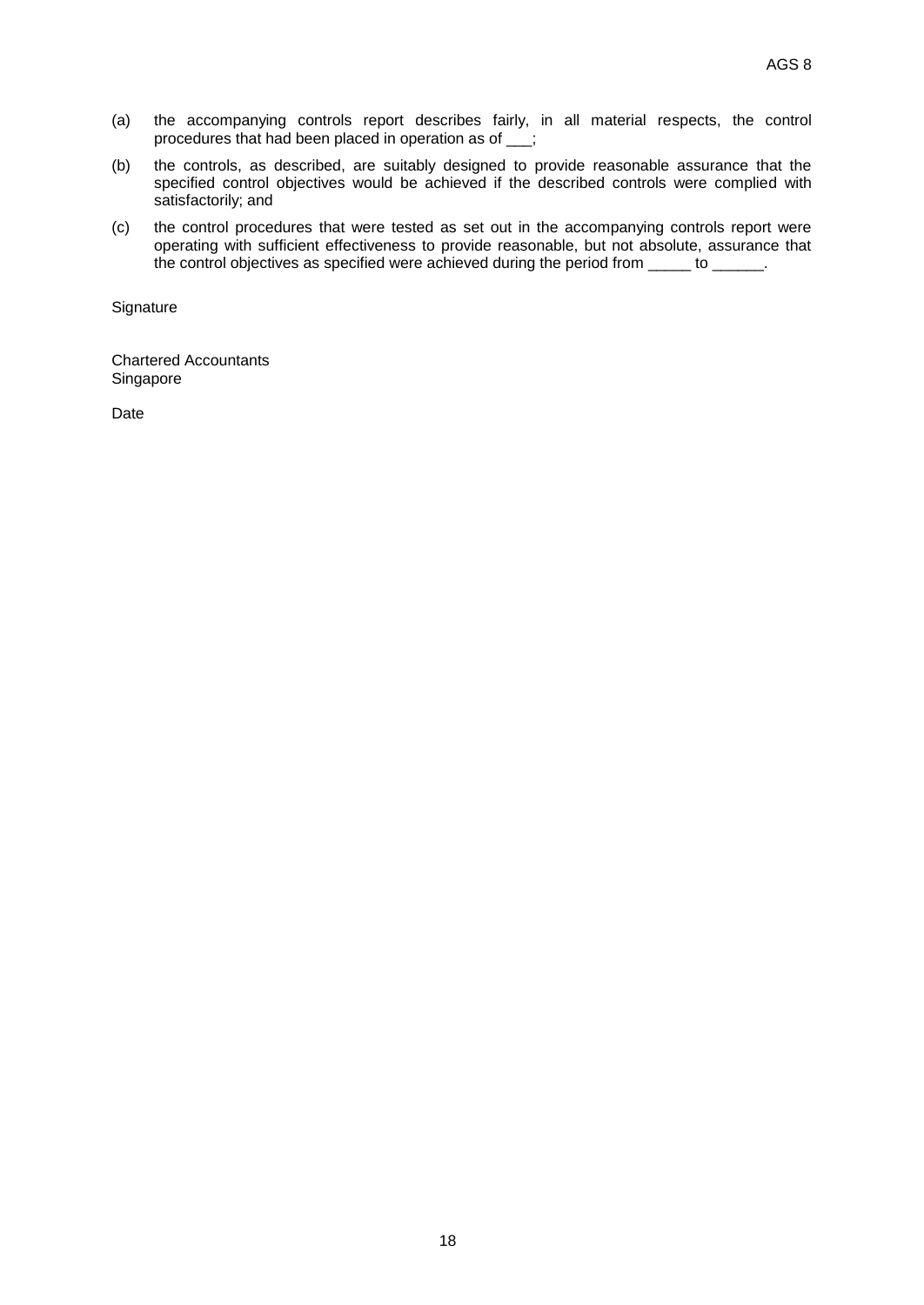(a) the accompanying controls report describes fairly, in all material respects, the control procedures that had been placed in operation as of ___;

(b) the controls, as described, are suitably designed to provide reasonable assurance that the specified control objectives would be achieved if the described controls were complied with satisfactorily; and

(c) the control procedures that were tested as set out in the accompanying controls report were operating with sufficient effectiveness to provide reasonable, but not absolute, assurance that the control objectives as specified were achieved during the period from _____ to ______.

Signature

Chartered Accountants
Singapore

Date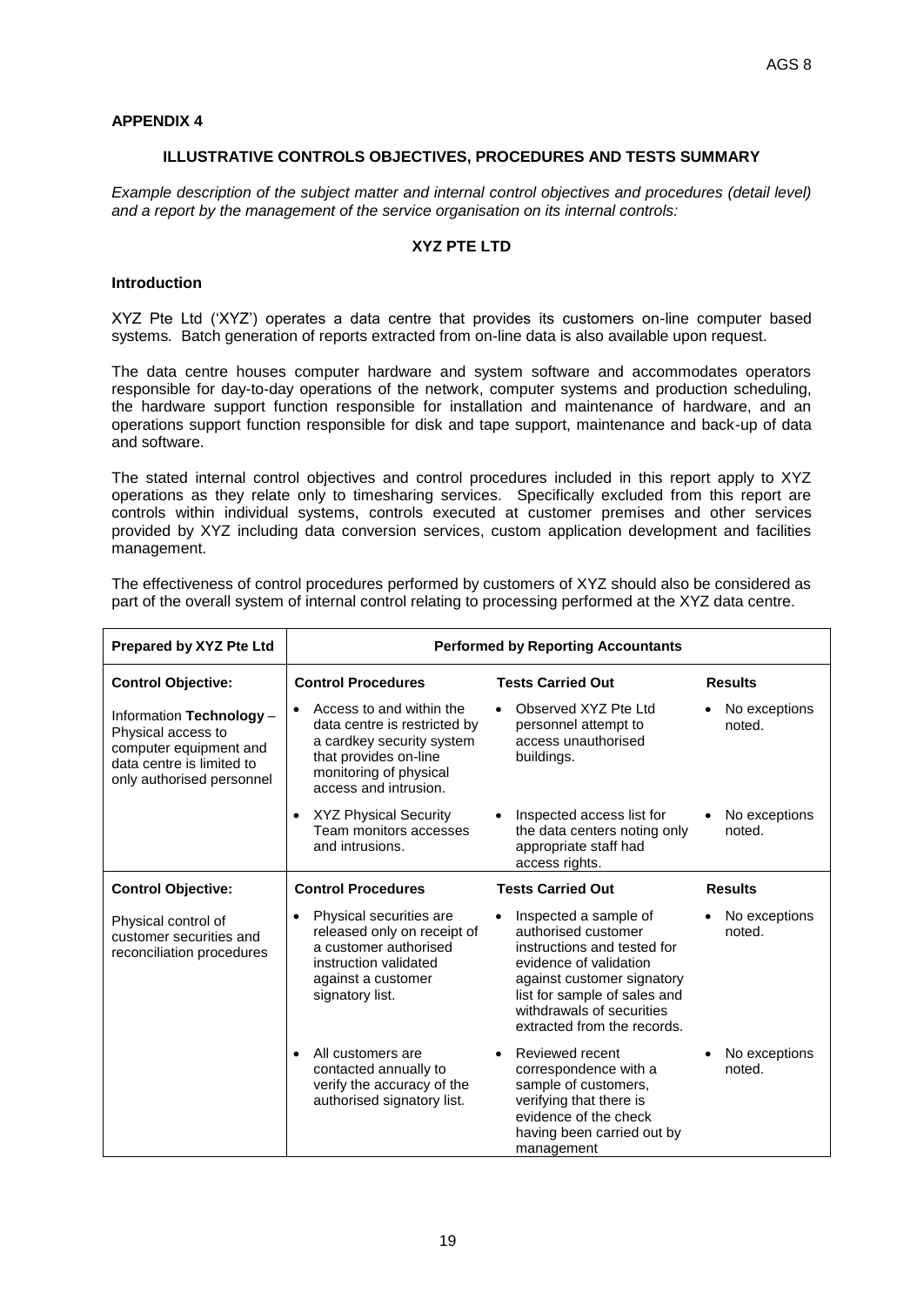**APPENDIX 4**

**ILLUSTRATIVE CONTROLS OBJECTIVES, PROCEDURES AND TESTS SUMMARY**

*Example description of the subject matter and internal control objectives and procedures (detail level) and a report by the management of the service organisation on its internal controls:*

**XYZ PTE LTD**

**Introduction**

XYZ Pte Ltd ('XYZ') operates a data centre that provides its customers on-line computer based systems. Batch generation of reports extracted from on-line data is also available upon request.

The data centre houses computer hardware and system software and accommodates operators responsible for day-to-day operations of the network, computer systems and production scheduling, the hardware support function responsible for installation and maintenance of hardware, and an operations support function responsible for disk and tape support, maintenance and back-up of data and software.

The stated internal control objectives and control procedures included in this report apply to XYZ operations as they relate only to timesharing services. Specifically excluded from this report are controls within individual systems, controls executed at customer premises and other services provided by XYZ including data conversion services, custom application development and facilities management.

The effectiveness of control procedures performed by customers of XYZ should also be considered as part of the overall system of internal control relating to processing performed at the XYZ data centre.

| **Prepared by XYZ Pte Ltd** | **Performed by Reporting Accountants** | | |
|---|---|---|---|
| **Control Objective:** | **Control Procedures** | **Tests Carried Out** | **Results** |
| Information **Technology** – Physical access to computer equipment and data centre is limited to only authorised personnel | • Access to and within the data centre is restricted by a cardkey security system that provides on-line monitoring of physical access and intrusion. | • Observed XYZ Pte Ltd personnel attempt to access unauthorised buildings. | • No exceptions noted. |
| | • XYZ Physical Security Team monitors accesses and intrusions. | • Inspected access list for the data centers noting only appropriate staff had access rights. | • No exceptions noted. |
| **Control Objective:** | **Control Procedures** | **Tests Carried Out** | **Results** |
| Physical control of customer securities and reconciliation procedures | • Physical securities are released only on receipt of a customer authorised instruction validated against a customer signatory list. | • Inspected a sample of authorised customer instructions and tested for evidence of validation against customer signatory list for sample of sales and withdrawals of securities extracted from the records. | • No exceptions noted. |
| | • All customers are contacted annually to verify the accuracy of the authorised signatory list. | • Reviewed recent correspondence with a sample of customers, verifying that there is evidence of the check having been carried out by management | • No exceptions noted. |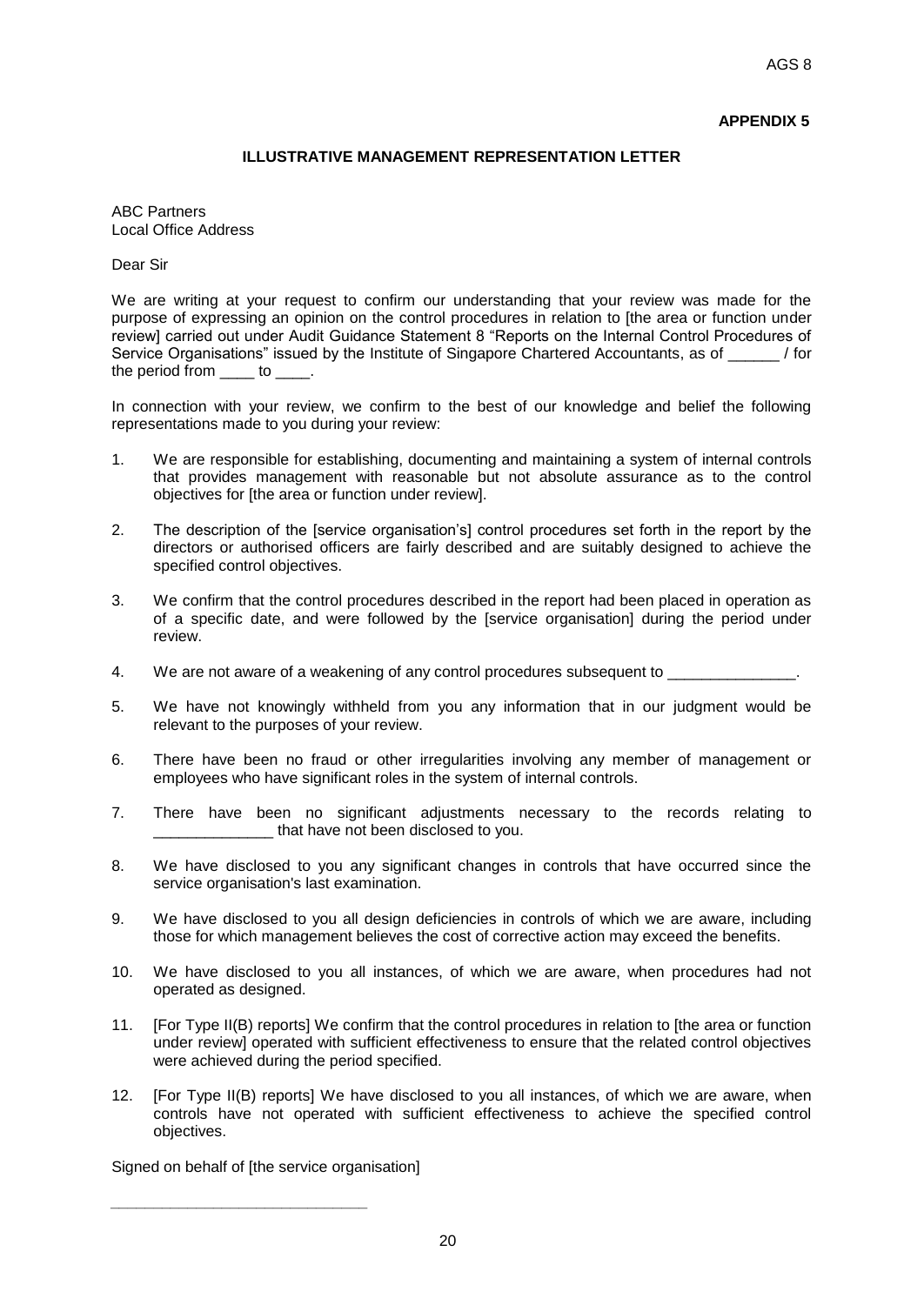**APPENDIX 5**

**ILLUSTRATIVE MANAGEMENT REPRESENTATION LETTER**

ABC Partners
Local Office Address

Dear Sir

We are writing at your request to confirm our understanding that your review was made for the purpose of expressing an opinion on the control procedures in relation to [the area or function under review] carried out under Audit Guidance Statement 8 "Reports on the Internal Control Procedures of Service Organisations" issued by the Institute of Singapore Chartered Accountants, as of ______ / for the period from ____ to ____.

In connection with your review, we confirm to the best of our knowledge and belief the following representations made to you during your review:

1. We are responsible for establishing, documenting and maintaining a system of internal controls that provides management with reasonable but not absolute assurance as to the control objectives for [the area or function under review].

2. The description of the [service organisation's] control procedures set forth in the report by the directors or authorised officers are fairly described and are suitably designed to achieve the specified control objectives.

3. We confirm that the control procedures described in the report had been placed in operation as of a specific date, and were followed by the [service organisation] during the period under review.

4. We are not aware of a weakening of any control procedures subsequent to _______________.

5. We have not knowingly withheld from you any information that in our judgment would be relevant to the purposes of your review.

6. There have been no fraud or other irregularities involving any member of management or employees who have significant roles in the system of internal controls.

7. There have been no significant adjustments necessary to the records relating to ______________ that have not been disclosed to you.

8. We have disclosed to you any significant changes in controls that have occurred since the service organisation's last examination.

9. We have disclosed to you all design deficiencies in controls of which we are aware, including those for which management believes the cost of corrective action may exceed the benefits.

10. We have disclosed to you all instances, of which we are aware, when procedures had not operated as designed.

11. [For Type II(B) reports] We confirm that the control procedures in relation to [the area or function under review] operated with sufficient effectiveness to ensure that the related control objectives were achieved during the period specified.

12. [For Type II(B) reports] We have disclosed to you all instances, of which we are aware, when controls have not operated with sufficient effectiveness to achieve the specified control objectives.

Signed on behalf of [the service organisation]

_______________________________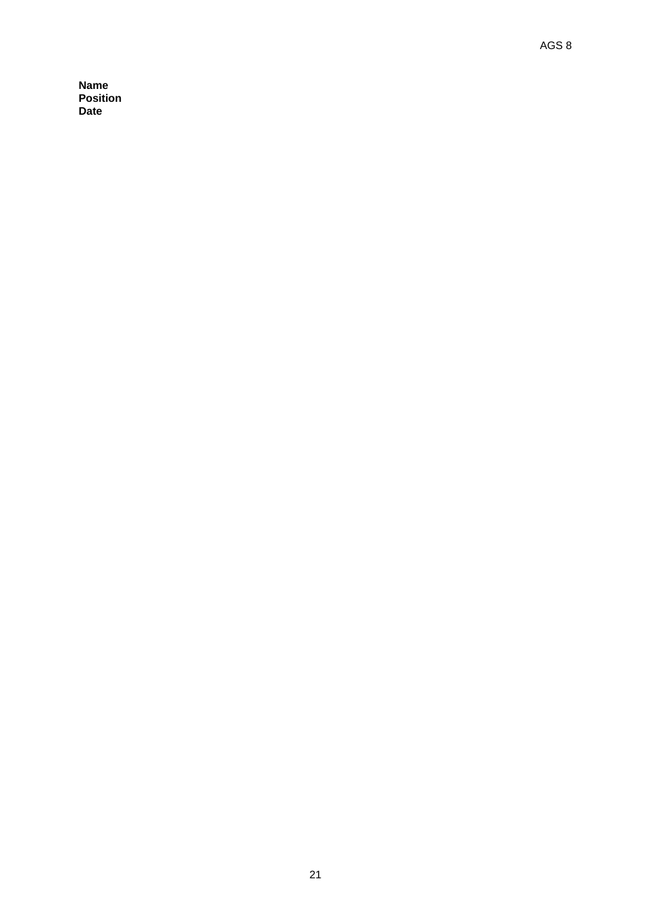**Name**
**Position**
**Date**